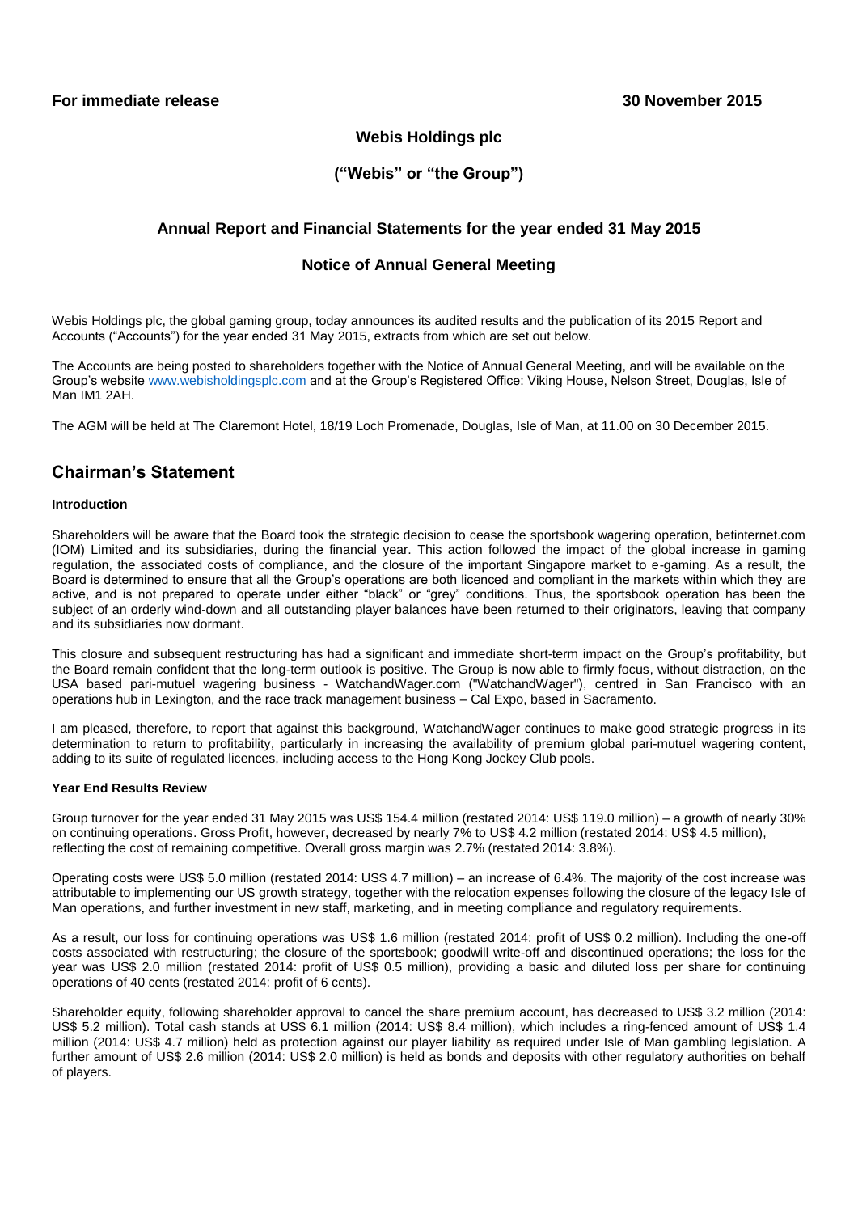**For immediate release** **30 November 2015**

**Webis Holdings plc**

**("Webis" or "the Group")**

**Annual Report and Financial Statements for the year ended 31 May 2015**

**Notice of Annual General Meeting**

Webis Holdings plc, the global gaming group, today announces its audited results and the publication of its 2015 Report and Accounts ("Accounts") for the year ended 31 May 2015, extracts from which are set out below.

The Accounts are being posted to shareholders together with the Notice of Annual General Meeting, and will be available on the Group's website www.webisholdingsplc.com and at the Group's Registered Office: Viking House, Nelson Street, Douglas, Isle of Man IM1 2AH.

The AGM will be held at The Claremont Hotel, 18/19 Loch Promenade, Douglas, Isle of Man, at 11.00 on 30 December 2015.

## Chairman's Statement

### Introduction

Shareholders will be aware that the Board took the strategic decision to cease the sportsbook wagering operation, betinternet.com (IOM) Limited and its subsidiaries, during the financial year. This action followed the impact of the global increase in gaming regulation, the associated costs of compliance, and the closure of the important Singapore market to e-gaming. As a result, the Board is determined to ensure that all the Group's operations are both licenced and compliant in the markets within which they are active, and is not prepared to operate under either "black" or "grey" conditions. Thus, the sportsbook operation has been the subject of an orderly wind-down and all outstanding player balances have been returned to their originators, leaving that company and its subsidiaries now dormant.

This closure and subsequent restructuring has had a significant and immediate short-term impact on the Group's profitability, but the Board remain confident that the long-term outlook is positive. The Group is now able to firmly focus, without distraction, on the USA based pari-mutuel wagering business - WatchandWager.com ("WatchandWager"), centred in San Francisco with an operations hub in Lexington, and the race track management business – Cal Expo, based in Sacramento.

I am pleased, therefore, to report that against this background, WatchandWager continues to make good strategic progress in its determination to return to profitability, particularly in increasing the availability of premium global pari-mutuel wagering content, adding to its suite of regulated licences, including access to the Hong Kong Jockey Club pools.

### Year End Results Review

Group turnover for the year ended 31 May 2015 was US$ 154.4 million (restated 2014: US$ 119.0 million) – a growth of nearly 30% on continuing operations. Gross Profit, however, decreased by nearly 7% to US$ 4.2 million (restated 2014: US$ 4.5 million), reflecting the cost of remaining competitive. Overall gross margin was 2.7% (restated 2014: 3.8%).

Operating costs were US$ 5.0 million (restated 2014: US$ 4.7 million) – an increase of 6.4%. The majority of the cost increase was attributable to implementing our US growth strategy, together with the relocation expenses following the closure of the legacy Isle of Man operations, and further investment in new staff, marketing, and in meeting compliance and regulatory requirements.

As a result, our loss for continuing operations was US$ 1.6 million (restated 2014: profit of US$ 0.2 million). Including the one-off costs associated with restructuring; the closure of the sportsbook; goodwill write-off and discontinued operations; the loss for the year was US$ 2.0 million (restated 2014: profit of US$ 0.5 million), providing a basic and diluted loss per share for continuing operations of 40 cents (restated 2014: profit of 6 cents).

Shareholder equity, following shareholder approval to cancel the share premium account, has decreased to US$ 3.2 million (2014: US$ 5.2 million). Total cash stands at US$ 6.1 million (2014: US$ 8.4 million), which includes a ring-fenced amount of US$ 1.4 million (2014: US$ 4.7 million) held as protection against our player liability as required under Isle of Man gambling legislation. A further amount of US$ 2.6 million (2014: US$ 2.0 million) is held as bonds and deposits with other regulatory authorities on behalf of players.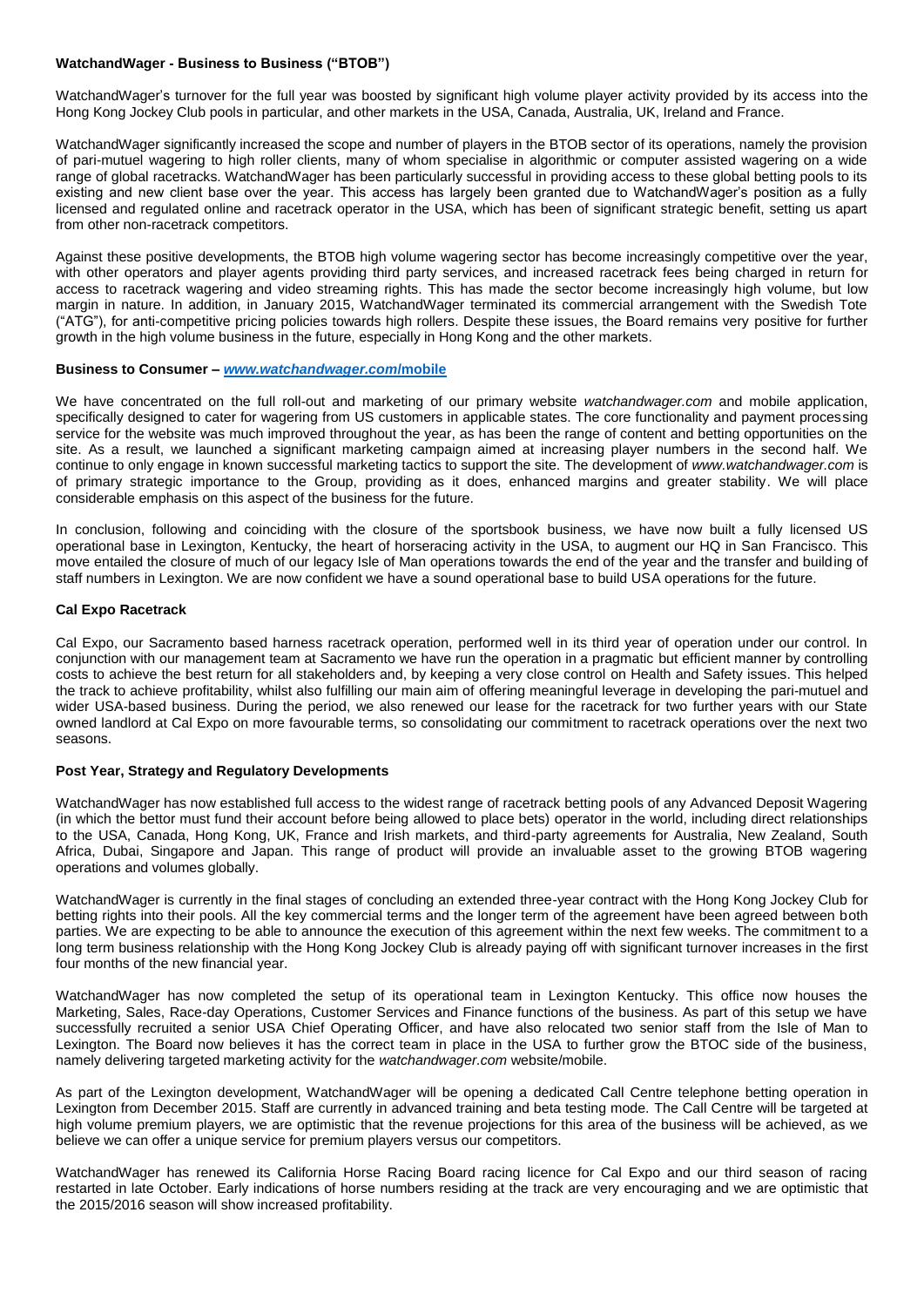### WatchandWager - Business to Business ("BTOB")

WatchandWager's turnover for the full year was boosted by significant high volume player activity provided by its access into the Hong Kong Jockey Club pools in particular, and other markets in the USA, Canada, Australia, UK, Ireland and France.

WatchandWager significantly increased the scope and number of players in the BTOB sector of its operations, namely the provision of pari-mutuel wagering to high roller clients, many of whom specialise in algorithmic or computer assisted wagering on a wide range of global racetracks. WatchandWager has been particularly successful in providing access to these global betting pools to its existing and new client base over the year. This access has largely been granted due to WatchandWager's position as a fully licensed and regulated online and racetrack operator in the USA, which has been of significant strategic benefit, setting us apart from other non-racetrack competitors.

Against these positive developments, the BTOB high volume wagering sector has become increasingly competitive over the year, with other operators and player agents providing third party services, and increased racetrack fees being charged in return for access to racetrack wagering and video streaming rights. This has made the sector become increasingly high volume, but low margin in nature. In addition, in January 2015, WatchandWager terminated its commercial arrangement with the Swedish Tote ("ATG"), for anti-competitive pricing policies towards high rollers. Despite these issues, the Board remains very positive for further growth in the high volume business in the future, especially in Hong Kong and the other markets.

### Business to Consumer – *www.watchandwager.com*/mobile

We have concentrated on the full roll-out and marketing of our primary website *watchandwager.com* and mobile application, specifically designed to cater for wagering from US customers in applicable states. The core functionality and payment processing service for the website was much improved throughout the year, as has been the range of content and betting opportunities on the site. As a result, we launched a significant marketing campaign aimed at increasing player numbers in the second half. We continue to only engage in known successful marketing tactics to support the site. The development of *www.watchandwager.com* is of primary strategic importance to the Group, providing as it does, enhanced margins and greater stability. We will place considerable emphasis on this aspect of the business for the future.

In conclusion, following and coinciding with the closure of the sportsbook business, we have now built a fully licensed US operational base in Lexington, Kentucky, the heart of horseracing activity in the USA, to augment our HQ in San Francisco. This move entailed the closure of much of our legacy Isle of Man operations towards the end of the year and the transfer and building of staff numbers in Lexington. We are now confident we have a sound operational base to build USA operations for the future.

### Cal Expo Racetrack

Cal Expo, our Sacramento based harness racetrack operation, performed well in its third year of operation under our control. In conjunction with our management team at Sacramento we have run the operation in a pragmatic but efficient manner by controlling costs to achieve the best return for all stakeholders and, by keeping a very close control on Health and Safety issues. This helped the track to achieve profitability, whilst also fulfilling our main aim of offering meaningful leverage in developing the pari-mutuel and wider USA-based business. During the period, we also renewed our lease for the racetrack for two further years with our State owned landlord at Cal Expo on more favourable terms, so consolidating our commitment to racetrack operations over the next two seasons.

### Post Year, Strategy and Regulatory Developments

WatchandWager has now established full access to the widest range of racetrack betting pools of any Advanced Deposit Wagering (in which the bettor must fund their account before being allowed to place bets) operator in the world, including direct relationships to the USA, Canada, Hong Kong, UK, France and Irish markets, and third-party agreements for Australia, New Zealand, South Africa, Dubai, Singapore and Japan. This range of product will provide an invaluable asset to the growing BTOB wagering operations and volumes globally.

WatchandWager is currently in the final stages of concluding an extended three-year contract with the Hong Kong Jockey Club for betting rights into their pools. All the key commercial terms and the longer term of the agreement have been agreed between both parties. We are expecting to be able to announce the execution of this agreement within the next few weeks. The commitment to a long term business relationship with the Hong Kong Jockey Club is already paying off with significant turnover increases in the first four months of the new financial year.

WatchandWager has now completed the setup of its operational team in Lexington Kentucky. This office now houses the Marketing, Sales, Race-day Operations, Customer Services and Finance functions of the business. As part of this setup we have successfully recruited a senior USA Chief Operating Officer, and have also relocated two senior staff from the Isle of Man to Lexington. The Board now believes it has the correct team in place in the USA to further grow the BTOC side of the business, namely delivering targeted marketing activity for the *watchandwager.com* website/mobile.

As part of the Lexington development, WatchandWager will be opening a dedicated Call Centre telephone betting operation in Lexington from December 2015. Staff are currently in advanced training and beta testing mode. The Call Centre will be targeted at high volume premium players, we are optimistic that the revenue projections for this area of the business will be achieved, as we believe we can offer a unique service for premium players versus our competitors.

WatchandWager has renewed its California Horse Racing Board racing licence for Cal Expo and our third season of racing restarted in late October. Early indications of horse numbers residing at the track are very encouraging and we are optimistic that the 2015/2016 season will show increased profitability.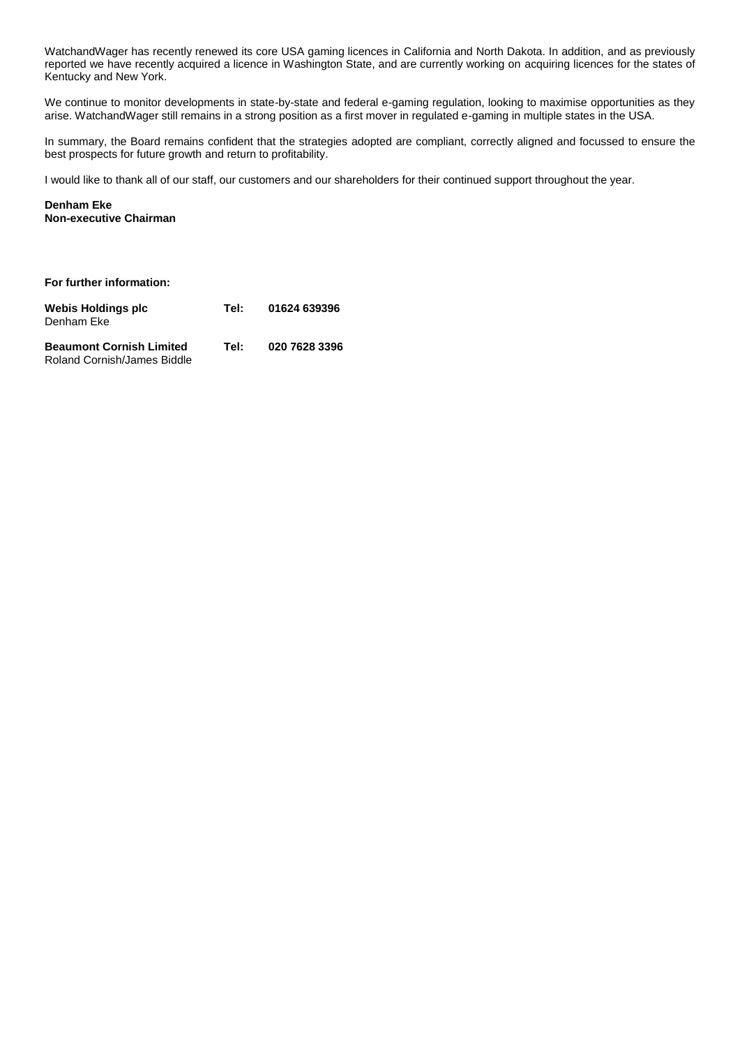WatchandWager has recently renewed its core USA gaming licences in California and North Dakota. In addition, and as previously reported we have recently acquired a licence in Washington State, and are currently working on acquiring licences for the states of Kentucky and New York.

We continue to monitor developments in state-by-state and federal e-gaming regulation, looking to maximise opportunities as they arise. WatchandWager still remains in a strong position as a first mover in regulated e-gaming in multiple states in the USA.

In summary, the Board remains confident that the strategies adopted are compliant, correctly aligned and focussed to ensure the best prospects for future growth and return to profitability.

I would like to thank all of our staff, our customers and our shareholders for their continued support throughout the year.

**Denham Eke**
**Non-executive Chairman**

**For further information:**

| | | |
|---|---|---|
| **Webis Holdings plc**<br>Denham Eke | **Tel:** | **01624 639396** |
| **Beaumont Cornish Limited**<br>Roland Cornish/James Biddle | **Tel:** | **020 7628 3396** |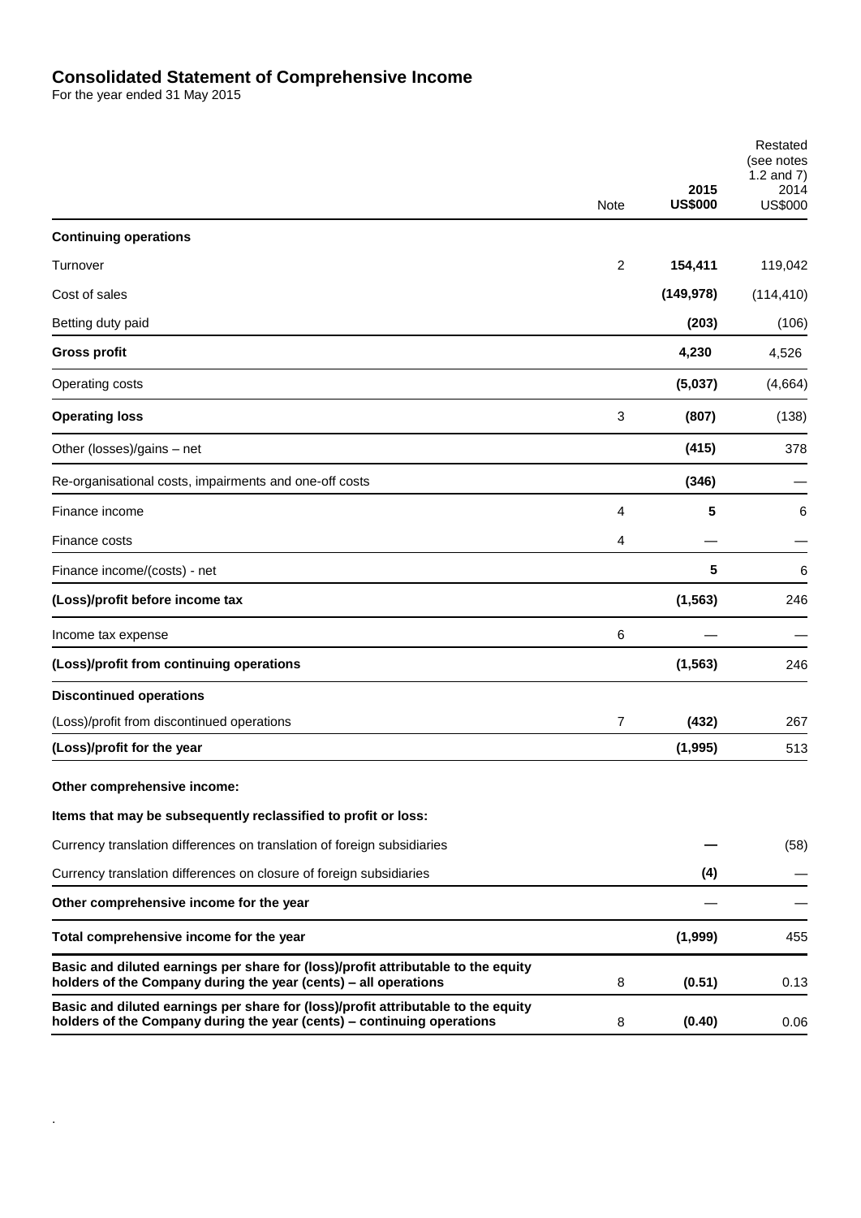# Consolidated Statement of Comprehensive Income

For the year ended 31 May 2015

| | Note | 2015 US$000 | Restated (see notes 1.2 and 7) 2014 US$000 |
|---|---|---|---|
| **Continuing operations** | | | |
| Turnover | 2 | **154,411** | 119,042 |
| Cost of sales | | **(149,978)** | (114,410) |
| Betting duty paid | | **(203)** | (106) |
| **Gross profit** | | **4,230** | 4,526 |
| Operating costs | | **(5,037)** | (4,664) |
| **Operating loss** | 3 | **(807)** | (138) |
| Other (losses)/gains – net | | **(415)** | 378 |
| Re-organisational costs, impairments and one-off costs | | **(346)** | — |
| Finance income | 4 | **5** | 6 |
| Finance costs | 4 | — | — |
| Finance income/(costs) - net | | **5** | 6 |
| **(Loss)/profit before income tax** | | **(1,563)** | 246 |
| Income tax expense | 6 | — | — |
| **(Loss)/profit from continuing operations** | | **(1,563)** | 246 |
| **Discontinued operations** | | | |
| (Loss)/profit from discontinued operations | 7 | **(432)** | 267 |
| **(Loss)/profit for the year** | | **(1,995)** | 513 |
| **Other comprehensive income:** | | | |
| **Items that may be subsequently reclassified to profit or loss:** | | | |
| Currency translation differences on translation of foreign subsidiaries | | **—** | (58) |
| Currency translation differences on closure of foreign subsidiaries | | **(4)** | — |
| **Other comprehensive income for the year** | | — | — |
| **Total comprehensive income for the year** | | **(1,999)** | 455 |
| **Basic and diluted earnings per share for (loss)/profit attributable to the equity holders of the Company during the year (cents) – all operations** | 8 | **(0.51)** | 0.13 |
| **Basic and diluted earnings per share for (loss)/profit attributable to the equity holders of the Company during the year (cents) – continuing operations** | 8 | **(0.40)** | 0.06 |

.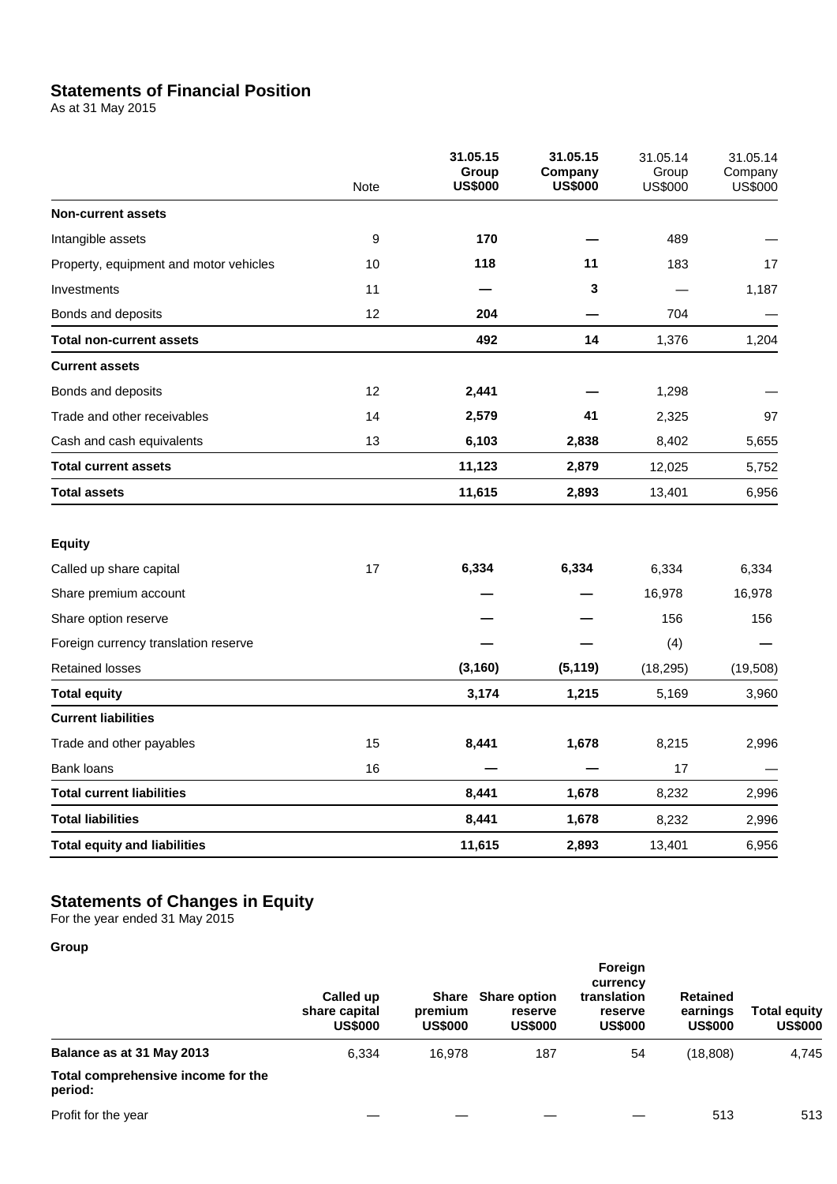## Statements of Financial Position

As at 31 May 2015

| | Note | **31.05.15 Group US$000** | **31.05.15 Company US$000** | 31.05.14 Group US$000 | 31.05.14 Company US$000 |
|---|---|---|---|---|---|
| **Non-current assets** | | | | | |
| Intangible assets | 9 | **170** | **—** | 489 | — |
| Property, equipment and motor vehicles | 10 | **118** | **11** | 183 | 17 |
| Investments | 11 | **—** | **3** | — | 1,187 |
| Bonds and deposits | 12 | **204** | **—** | 704 | — |
| **Total non-current assets** | | **492** | **14** | 1,376 | 1,204 |
| **Current assets** | | | | | |
| Bonds and deposits | 12 | **2,441** | **—** | 1,298 | — |
| Trade and other receivables | 14 | **2,579** | **41** | 2,325 | 97 |
| Cash and cash equivalents | 13 | **6,103** | **2,838** | 8,402 | 5,655 |
| **Total current assets** | | **11,123** | **2,879** | 12,025 | 5,752 |
| **Total assets** | | **11,615** | **2,893** | 13,401 | 6,956 |
| **Equity** | | | | | |
| Called up share capital | 17 | **6,334** | **6,334** | 6,334 | 6,334 |
| Share premium account | | **—** | **—** | 16,978 | 16,978 |
| Share option reserve | | **—** | **—** | 156 | 156 |
| Foreign currency translation reserve | | **—** | **—** | (4) | — |
| Retained losses | | **(3,160)** | **(5,119)** | (18,295) | (19,508) |
| **Total equity** | | **3,174** | **1,215** | 5,169 | 3,960 |
| **Current liabilities** | | | | | |
| Trade and other payables | 15 | **8,441** | **1,678** | 8,215 | 2,996 |
| Bank loans | 16 | **—** | **—** | 17 | — |
| **Total current liabilities** | | **8,441** | **1,678** | 8,232 | 2,996 |
| **Total liabilities** | | **8,441** | **1,678** | 8,232 | 2,996 |
| **Total equity and liabilities** | | **11,615** | **2,893** | 13,401 | 6,956 |

## Statements of Changes in Equity

For the year ended 31 May 2015

**Group**

| | **Called up share capital US$000** | **Share premium US$000** | **Share option reserve US$000** | **Foreign currency translation reserve US$000** | **Retained earnings US$000** | **Total equity US$000** |
|---|---|---|---|---|---|---|
| **Balance as at 31 May 2013** | 6,334 | 16,978 | 187 | 54 | (18,808) | 4,745 |
| **Total comprehensive income for the period:** | | | | | | |
| Profit for the year | — | — | — | — | 513 | 513 |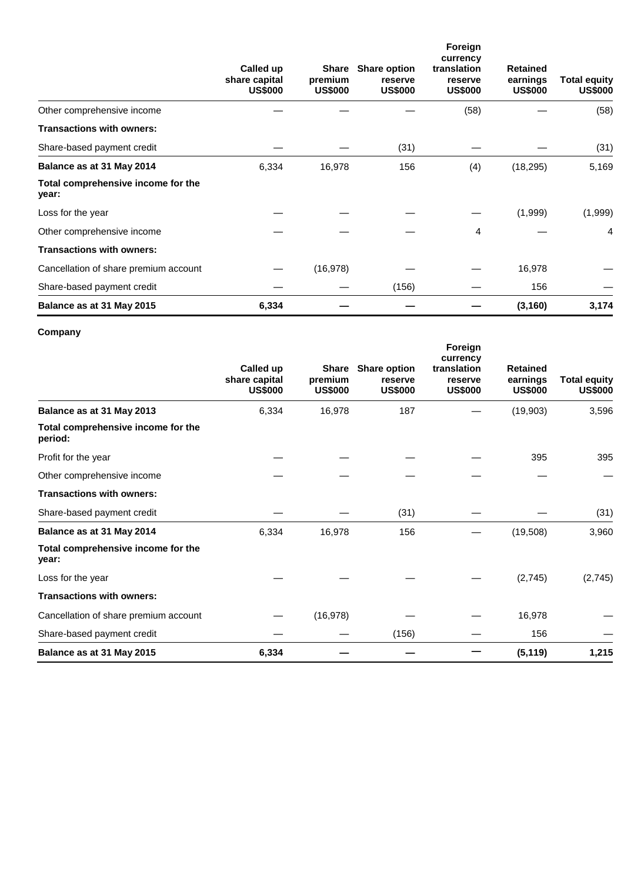| | Called up share capital US$000 | Share premium US$000 | Share option reserve US$000 | Foreign currency translation reserve US$000 | Retained earnings US$000 | Total equity US$000 |
|---|---|---|---|---|---|---|
| Other comprehensive income | — | — | — | (58) | — | (58) |
| **Transactions with owners:** | | | | | | |
| Share-based payment credit | — | — | (31) | — | — | (31) |
| **Balance as at 31 May 2014** | 6,334 | 16,978 | 156 | (4) | (18,295) | 5,169 |
| **Total comprehensive income for the year:** | | | | | | |
| Loss for the year | — | — | — | — | (1,999) | (1,999) |
| Other comprehensive income | — | — | — | 4 | — | 4 |
| **Transactions with owners:** | | | | | | |
| Cancellation of share premium account | — | (16,978) | — | — | 16,978 | — |
| Share-based payment credit | — | — | (156) | — | 156 | — |
| **Balance as at 31 May 2015** | **6,334** | **—** | **—** | **—** | **(3,160)** | **3,174** |

**Company**

| | Called up share capital US$000 | Share premium US$000 | Share option reserve US$000 | Foreign currency translation reserve US$000 | Retained earnings US$000 | Total equity US$000 |
|---|---|---|---|---|---|---|
| **Balance as at 31 May 2013** | 6,334 | 16,978 | 187 | — | (19,903) | 3,596 |
| **Total comprehensive income for the period:** | | | | | | |
| Profit for the year | — | — | — | — | 395 | 395 |
| Other comprehensive income | — | — | — | — | — | — |
| **Transactions with owners:** | | | | | | |
| Share-based payment credit | — | — | (31) | — | — | (31) |
| **Balance as at 31 May 2014** | 6,334 | 16,978 | 156 | — | (19,508) | 3,960 |
| **Total comprehensive income for the year:** | | | | | | |
| Loss for the year | — | — | — | — | (2,745) | (2,745) |
| **Transactions with owners:** | | | | | | |
| Cancellation of share premium account | — | (16,978) | — | — | 16,978 | — |
| Share-based payment credit | — | — | (156) | — | 156 | — |
| **Balance as at 31 May 2015** | **6,334** | **—** | **—** | **—** | **(5,119)** | **1,215** |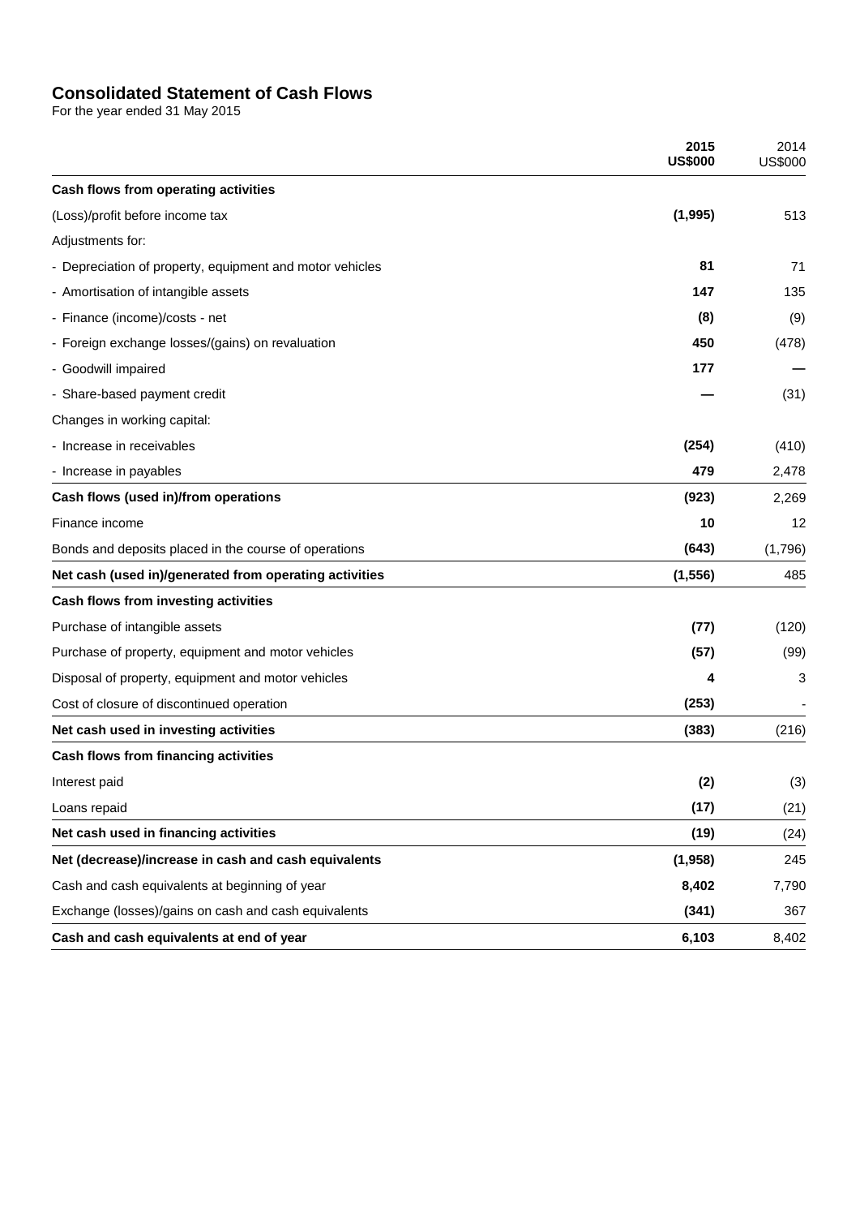## Consolidated Statement of Cash Flows

For the year ended 31 May 2015

| | **2015 US$000** | 2014 US$000 |
|---|---|---|
| **Cash flows from operating activities** | | |
| (Loss)/profit before income tax | **(1,995)** | 513 |
| Adjustments for: | | |
| - Depreciation of property, equipment and motor vehicles | **81** | 71 |
| - Amortisation of intangible assets | **147** | 135 |
| - Finance (income)/costs - net | **(8)** | (9) |
| - Foreign exchange losses/(gains) on revaluation | **450** | (478) |
| - Goodwill impaired | **177** | — |
| - Share-based payment credit | **—** | (31) |
| Changes in working capital: | | |
| - Increase in receivables | **(254)** | (410) |
| - Increase in payables | **479** | 2,478 |
| **Cash flows (used in)/from operations** | **(923)** | 2,269 |
| Finance income | **10** | 12 |
| Bonds and deposits placed in the course of operations | **(643)** | (1,796) |
| **Net cash (used in)/generated from operating activities** | **(1,556)** | 485 |
| **Cash flows from investing activities** | | |
| Purchase of intangible assets | **(77)** | (120) |
| Purchase of property, equipment and motor vehicles | **(57)** | (99) |
| Disposal of property, equipment and motor vehicles | **4** | 3 |
| Cost of closure of discontinued operation | **(253)** | - |
| **Net cash used in investing activities** | **(383)** | (216) |
| **Cash flows from financing activities** | | |
| Interest paid | **(2)** | (3) |
| Loans repaid | **(17)** | (21) |
| **Net cash used in financing activities** | **(19)** | (24) |
| **Net (decrease)/increase in cash and cash equivalents** | **(1,958)** | 245 |
| Cash and cash equivalents at beginning of year | **8,402** | 7,790 |
| Exchange (losses)/gains on cash and cash equivalents | **(341)** | 367 |
| **Cash and cash equivalents at end of year** | **6,103** | 8,402 |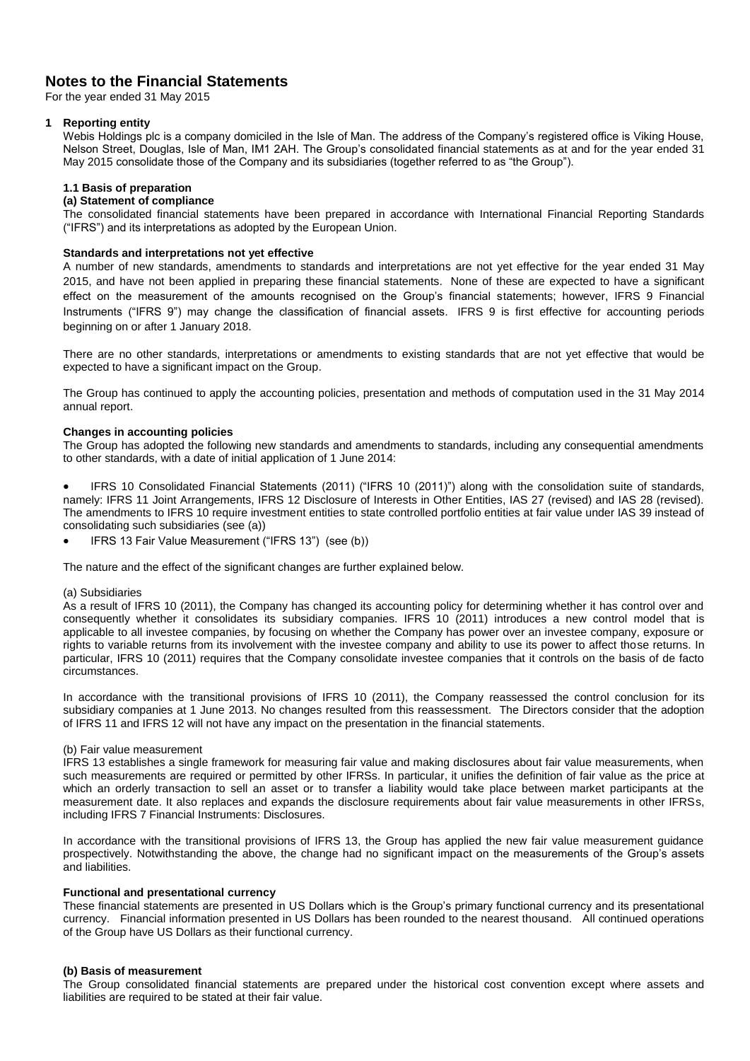# Notes to the Financial Statements

For the year ended 31 May 2015

## 1 Reporting entity

Webis Holdings plc is a company domiciled in the Isle of Man. The address of the Company's registered office is Viking House, Nelson Street, Douglas, Isle of Man, IM1 2AH. The Group's consolidated financial statements as at and for the year ended 31 May 2015 consolidate those of the Company and its subsidiaries (together referred to as "the Group").

### 1.1 Basis of preparation

#### (a) Statement of compliance

The consolidated financial statements have been prepared in accordance with International Financial Reporting Standards ("IFRS") and its interpretations as adopted by the European Union.

**Standards and interpretations not yet effective**

A number of new standards, amendments to standards and interpretations are not yet effective for the year ended 31 May 2015, and have not been applied in preparing these financial statements. None of these are expected to have a significant effect on the measurement of the amounts recognised on the Group's financial statements; however, IFRS 9 Financial Instruments ("IFRS 9") may change the classification of financial assets. IFRS 9 is first effective for accounting periods beginning on or after 1 January 2018.

There are no other standards, interpretations or amendments to existing standards that are not yet effective that would be expected to have a significant impact on the Group.

The Group has continued to apply the accounting policies, presentation and methods of computation used in the 31 May 2014 annual report.

**Changes in accounting policies**

The Group has adopted the following new standards and amendments to standards, including any consequential amendments to other standards, with a date of initial application of 1 June 2014:

- IFRS 10 Consolidated Financial Statements (2011) ("IFRS 10 (2011)") along with the consolidation suite of standards, namely: IFRS 11 Joint Arrangements, IFRS 12 Disclosure of Interests in Other Entities, IAS 27 (revised) and IAS 28 (revised). The amendments to IFRS 10 require investment entities to state controlled portfolio entities at fair value under IAS 39 instead of consolidating such subsidiaries (see (a))
- IFRS 13 Fair Value Measurement ("IFRS 13") (see (b))

The nature and the effect of the significant changes are further explained below.

(a) Subsidiaries

As a result of IFRS 10 (2011), the Company has changed its accounting policy for determining whether it has control over and consequently whether it consolidates its subsidiary companies. IFRS 10 (2011) introduces a new control model that is applicable to all investee companies, by focusing on whether the Company has power over an investee company, exposure or rights to variable returns from its involvement with the investee company and ability to use its power to affect those returns. In particular, IFRS 10 (2011) requires that the Company consolidate investee companies that it controls on the basis of de facto circumstances.

In accordance with the transitional provisions of IFRS 10 (2011), the Company reassessed the control conclusion for its subsidiary companies at 1 June 2013. No changes resulted from this reassessment. The Directors consider that the adoption of IFRS 11 and IFRS 12 will not have any impact on the presentation in the financial statements.

(b) Fair value measurement

IFRS 13 establishes a single framework for measuring fair value and making disclosures about fair value measurements, when such measurements are required or permitted by other IFRSs. In particular, it unifies the definition of fair value as the price at which an orderly transaction to sell an asset or to transfer a liability would take place between market participants at the measurement date. It also replaces and expands the disclosure requirements about fair value measurements in other IFRSs, including IFRS 7 Financial Instruments: Disclosures.

In accordance with the transitional provisions of IFRS 13, the Group has applied the new fair value measurement guidance prospectively. Notwithstanding the above, the change had no significant impact on the measurements of the Group's assets and liabilities.

**Functional and presentational currency**

These financial statements are presented in US Dollars which is the Group's primary functional currency and its presentational currency. Financial information presented in US Dollars has been rounded to the nearest thousand. All continued operations of the Group have US Dollars as their functional currency.

#### (b) Basis of measurement

The Group consolidated financial statements are prepared under the historical cost convention except where assets and liabilities are required to be stated at their fair value.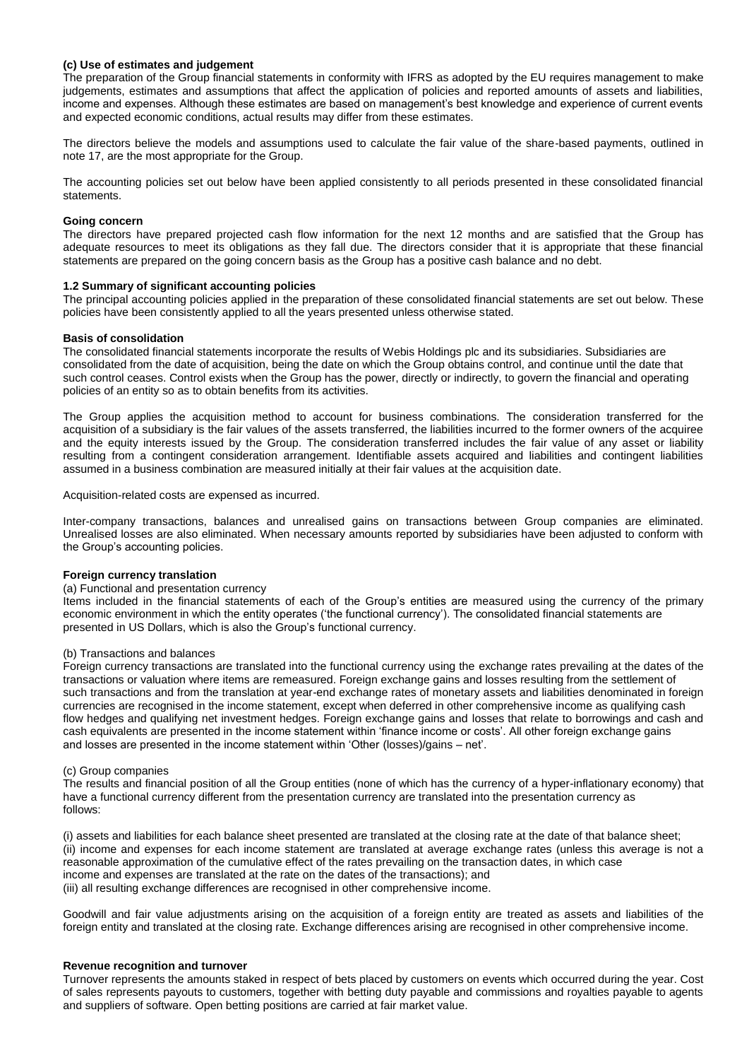**(c) Use of estimates and judgement**

The preparation of the Group financial statements in conformity with IFRS as adopted by the EU requires management to make judgements, estimates and assumptions that affect the application of policies and reported amounts of assets and liabilities, income and expenses. Although these estimates are based on management's best knowledge and experience of current events and expected economic conditions, actual results may differ from these estimates.

The directors believe the models and assumptions used to calculate the fair value of the share-based payments, outlined in note 17, are the most appropriate for the Group.

The accounting policies set out below have been applied consistently to all periods presented in these consolidated financial statements.

**Going concern**

The directors have prepared projected cash flow information for the next 12 months and are satisfied that the Group has adequate resources to meet its obligations as they fall due. The directors consider that it is appropriate that these financial statements are prepared on the going concern basis as the Group has a positive cash balance and no debt.

**1.2 Summary of significant accounting policies**

The principal accounting policies applied in the preparation of these consolidated financial statements are set out below. These policies have been consistently applied to all the years presented unless otherwise stated.

**Basis of consolidation**

The consolidated financial statements incorporate the results of Webis Holdings plc and its subsidiaries. Subsidiaries are consolidated from the date of acquisition, being the date on which the Group obtains control, and continue until the date that such control ceases. Control exists when the Group has the power, directly or indirectly, to govern the financial and operating policies of an entity so as to obtain benefits from its activities.

The Group applies the acquisition method to account for business combinations. The consideration transferred for the acquisition of a subsidiary is the fair values of the assets transferred, the liabilities incurred to the former owners of the acquiree and the equity interests issued by the Group. The consideration transferred includes the fair value of any asset or liability resulting from a contingent consideration arrangement. Identifiable assets acquired and liabilities and contingent liabilities assumed in a business combination are measured initially at their fair values at the acquisition date.

Acquisition-related costs are expensed as incurred.

Inter-company transactions, balances and unrealised gains on transactions between Group companies are eliminated. Unrealised losses are also eliminated. When necessary amounts reported by subsidiaries have been adjusted to conform with the Group's accounting policies.

**Foreign currency translation**

(a) Functional and presentation currency

Items included in the financial statements of each of the Group's entities are measured using the currency of the primary economic environment in which the entity operates ('the functional currency'). The consolidated financial statements are presented in US Dollars, which is also the Group's functional currency.

(b) Transactions and balances

Foreign currency transactions are translated into the functional currency using the exchange rates prevailing at the dates of the transactions or valuation where items are remeasured. Foreign exchange gains and losses resulting from the settlement of such transactions and from the translation at year-end exchange rates of monetary assets and liabilities denominated in foreign currencies are recognised in the income statement, except when deferred in other comprehensive income as qualifying cash flow hedges and qualifying net investment hedges. Foreign exchange gains and losses that relate to borrowings and cash and cash equivalents are presented in the income statement within 'finance income or costs'. All other foreign exchange gains and losses are presented in the income statement within 'Other (losses)/gains – net'.

(c) Group companies

The results and financial position of all the Group entities (none of which has the currency of a hyper-inflationary economy) that have a functional currency different from the presentation currency are translated into the presentation currency as follows:

(i) assets and liabilities for each balance sheet presented are translated at the closing rate at the date of that balance sheet;
(ii) income and expenses for each income statement are translated at average exchange rates (unless this average is not a reasonable approximation of the cumulative effect of the rates prevailing on the transaction dates, in which case income and expenses are translated at the rate on the dates of the transactions); and
(iii) all resulting exchange differences are recognised in other comprehensive income.

Goodwill and fair value adjustments arising on the acquisition of a foreign entity are treated as assets and liabilities of the foreign entity and translated at the closing rate. Exchange differences arising are recognised in other comprehensive income.

**Revenue recognition and turnover**

Turnover represents the amounts staked in respect of bets placed by customers on events which occurred during the year. Cost of sales represents payouts to customers, together with betting duty payable and commissions and royalties payable to agents and suppliers of software. Open betting positions are carried at fair market value.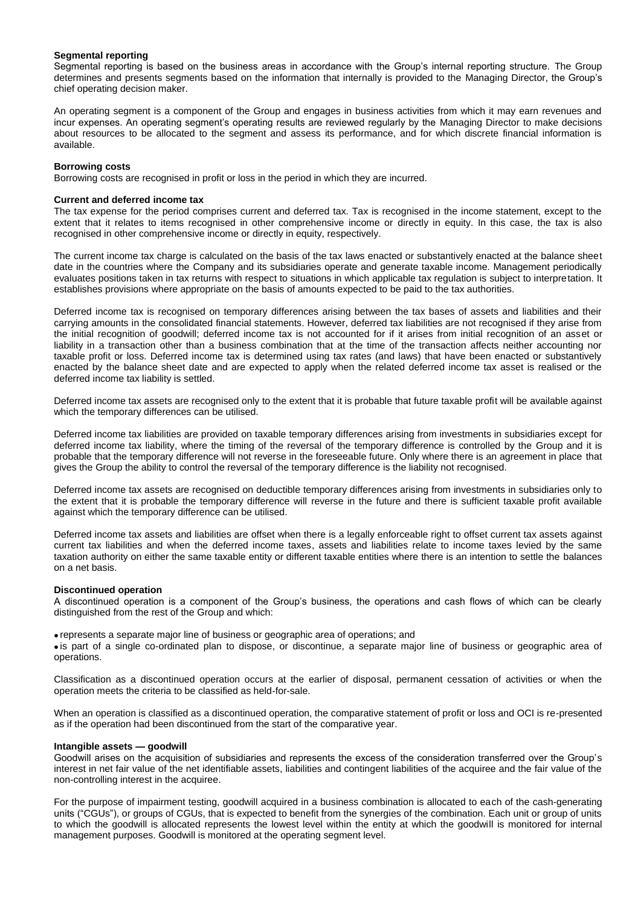### Segmental reporting

Segmental reporting is based on the business areas in accordance with the Group's internal reporting structure. The Group determines and presents segments based on the information that internally is provided to the Managing Director, the Group's chief operating decision maker.

An operating segment is a component of the Group and engages in business activities from which it may earn revenues and incur expenses. An operating segment's operating results are reviewed regularly by the Managing Director to make decisions about resources to be allocated to the segment and assess its performance, and for which discrete financial information is available.

### Borrowing costs

Borrowing costs are recognised in profit or loss in the period in which they are incurred.

### Current and deferred income tax

The tax expense for the period comprises current and deferred tax. Tax is recognised in the income statement, except to the extent that it relates to items recognised in other comprehensive income or directly in equity. In this case, the tax is also recognised in other comprehensive income or directly in equity, respectively.

The current income tax charge is calculated on the basis of the tax laws enacted or substantively enacted at the balance sheet date in the countries where the Company and its subsidiaries operate and generate taxable income. Management periodically evaluates positions taken in tax returns with respect to situations in which applicable tax regulation is subject to interpretation. It establishes provisions where appropriate on the basis of amounts expected to be paid to the tax authorities.

Deferred income tax is recognised on temporary differences arising between the tax bases of assets and liabilities and their carrying amounts in the consolidated financial statements. However, deferred tax liabilities are not recognised if they arise from the initial recognition of goodwill; deferred income tax is not accounted for if it arises from initial recognition of an asset or liability in a transaction other than a business combination that at the time of the transaction affects neither accounting nor taxable profit or loss. Deferred income tax is determined using tax rates (and laws) that have been enacted or substantively enacted by the balance sheet date and are expected to apply when the related deferred income tax asset is realised or the deferred income tax liability is settled.

Deferred income tax assets are recognised only to the extent that it is probable that future taxable profit will be available against which the temporary differences can be utilised.

Deferred income tax liabilities are provided on taxable temporary differences arising from investments in subsidiaries except for deferred income tax liability, where the timing of the reversal of the temporary difference is controlled by the Group and it is probable that the temporary difference will not reverse in the foreseeable future. Only where there is an agreement in place that gives the Group the ability to control the reversal of the temporary difference is the liability not recognised.

Deferred income tax assets are recognised on deductible temporary differences arising from investments in subsidiaries only to the extent that it is probable the temporary difference will reverse in the future and there is sufficient taxable profit available against which the temporary difference can be utilised.

Deferred income tax assets and liabilities are offset when there is a legally enforceable right to offset current tax assets against current tax liabilities and when the deferred income taxes, assets and liabilities relate to income taxes levied by the same taxation authority on either the same taxable entity or different taxable entities where there is an intention to settle the balances on a net basis.

### Discontinued operation

A discontinued operation is a component of the Group's business, the operations and cash flows of which can be clearly distinguished from the rest of the Group and which:

- represents a separate major line of business or geographic area of operations; and
- is part of a single co-ordinated plan to dispose, or discontinue, a separate major line of business or geographic area of operations.

Classification as a discontinued operation occurs at the earlier of disposal, permanent cessation of activities or when the operation meets the criteria to be classified as held-for-sale.

When an operation is classified as a discontinued operation, the comparative statement of profit or loss and OCI is re-presented as if the operation had been discontinued from the start of the comparative year.

### Intangible assets — goodwill

Goodwill arises on the acquisition of subsidiaries and represents the excess of the consideration transferred over the Group's interest in net fair value of the net identifiable assets, liabilities and contingent liabilities of the acquiree and the fair value of the non-controlling interest in the acquiree.

For the purpose of impairment testing, goodwill acquired in a business combination is allocated to each of the cash-generating units ("CGUs"), or groups of CGUs, that is expected to benefit from the synergies of the combination. Each unit or group of units to which the goodwill is allocated represents the lowest level within the entity at which the goodwill is monitored for internal management purposes. Goodwill is monitored at the operating segment level.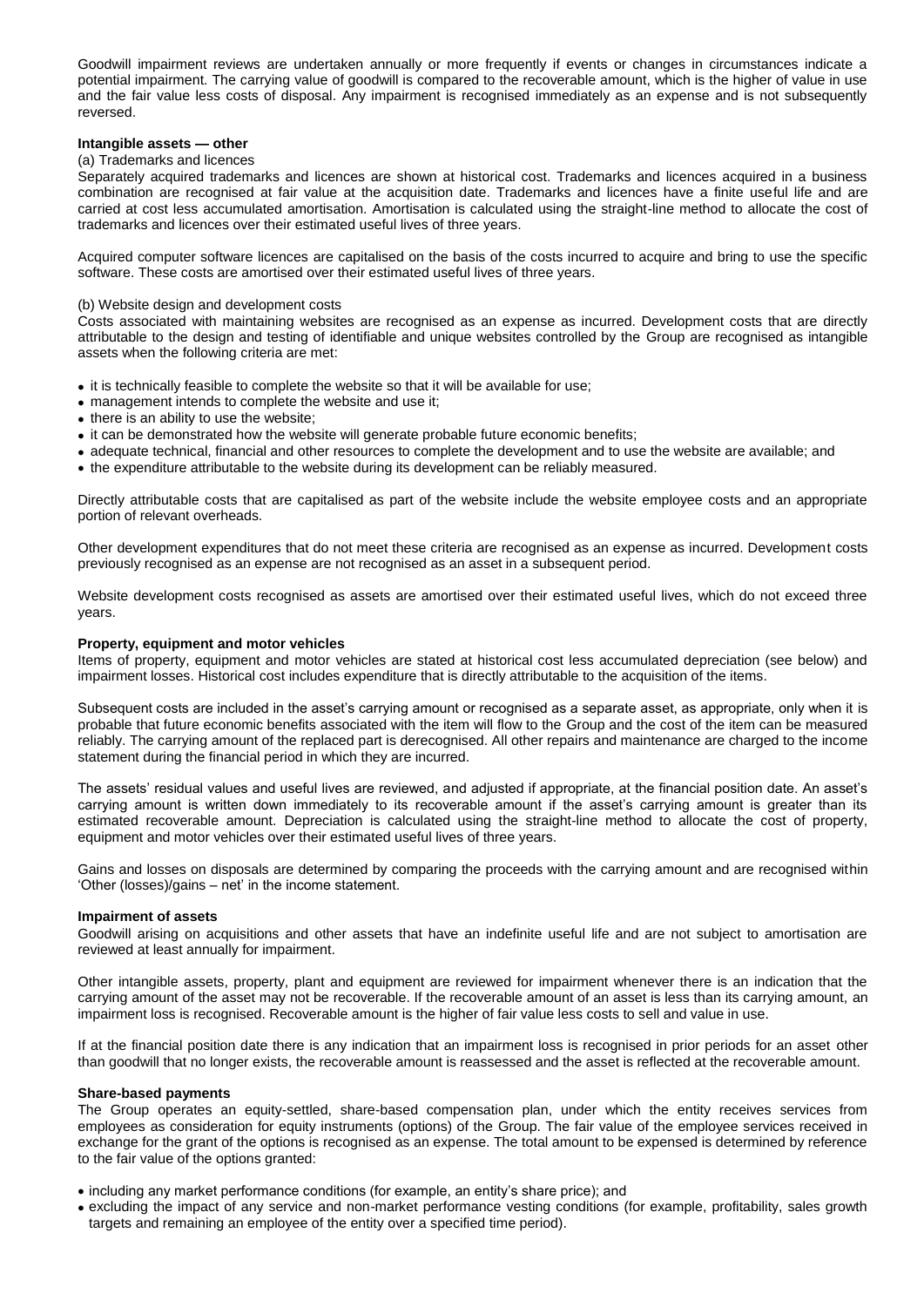Goodwill impairment reviews are undertaken annually or more frequently if events or changes in circumstances indicate a potential impairment. The carrying value of goodwill is compared to the recoverable amount, which is the higher of value in use and the fair value less costs of disposal. Any impairment is recognised immediately as an expense and is not subsequently reversed.

**Intangible assets — other**

(a) Trademarks and licences

Separately acquired trademarks and licences are shown at historical cost. Trademarks and licences acquired in a business combination are recognised at fair value at the acquisition date. Trademarks and licences have a finite useful life and are carried at cost less accumulated amortisation. Amortisation is calculated using the straight-line method to allocate the cost of trademarks and licences over their estimated useful lives of three years.

Acquired computer software licences are capitalised on the basis of the costs incurred to acquire and bring to use the specific software. These costs are amortised over their estimated useful lives of three years.

(b) Website design and development costs

Costs associated with maintaining websites are recognised as an expense as incurred. Development costs that are directly attributable to the design and testing of identifiable and unique websites controlled by the Group are recognised as intangible assets when the following criteria are met:

- it is technically feasible to complete the website so that it will be available for use;
- management intends to complete the website and use it;
- there is an ability to use the website;
- it can be demonstrated how the website will generate probable future economic benefits;
- adequate technical, financial and other resources to complete the development and to use the website are available; and
- the expenditure attributable to the website during its development can be reliably measured.

Directly attributable costs that are capitalised as part of the website include the website employee costs and an appropriate portion of relevant overheads.

Other development expenditures that do not meet these criteria are recognised as an expense as incurred. Development costs previously recognised as an expense are not recognised as an asset in a subsequent period.

Website development costs recognised as assets are amortised over their estimated useful lives, which do not exceed three years.

**Property, equipment and motor vehicles**

Items of property, equipment and motor vehicles are stated at historical cost less accumulated depreciation (see below) and impairment losses. Historical cost includes expenditure that is directly attributable to the acquisition of the items.

Subsequent costs are included in the asset's carrying amount or recognised as a separate asset, as appropriate, only when it is probable that future economic benefits associated with the item will flow to the Group and the cost of the item can be measured reliably. The carrying amount of the replaced part is derecognised. All other repairs and maintenance are charged to the income statement during the financial period in which they are incurred.

The assets' residual values and useful lives are reviewed, and adjusted if appropriate, at the financial position date. An asset's carrying amount is written down immediately to its recoverable amount if the asset's carrying amount is greater than its estimated recoverable amount. Depreciation is calculated using the straight-line method to allocate the cost of property, equipment and motor vehicles over their estimated useful lives of three years.

Gains and losses on disposals are determined by comparing the proceeds with the carrying amount and are recognised within 'Other (losses)/gains – net' in the income statement.

**Impairment of assets**

Goodwill arising on acquisitions and other assets that have an indefinite useful life and are not subject to amortisation are reviewed at least annually for impairment.

Other intangible assets, property, plant and equipment are reviewed for impairment whenever there is an indication that the carrying amount of the asset may not be recoverable. If the recoverable amount of an asset is less than its carrying amount, an impairment loss is recognised. Recoverable amount is the higher of fair value less costs to sell and value in use.

If at the financial position date there is any indication that an impairment loss is recognised in prior periods for an asset other than goodwill that no longer exists, the recoverable amount is reassessed and the asset is reflected at the recoverable amount.

**Share-based payments**

The Group operates an equity-settled, share-based compensation plan, under which the entity receives services from employees as consideration for equity instruments (options) of the Group. The fair value of the employee services received in exchange for the grant of the options is recognised as an expense. The total amount to be expensed is determined by reference to the fair value of the options granted:

- including any market performance conditions (for example, an entity's share price); and
- excluding the impact of any service and non-market performance vesting conditions (for example, profitability, sales growth targets and remaining an employee of the entity over a specified time period).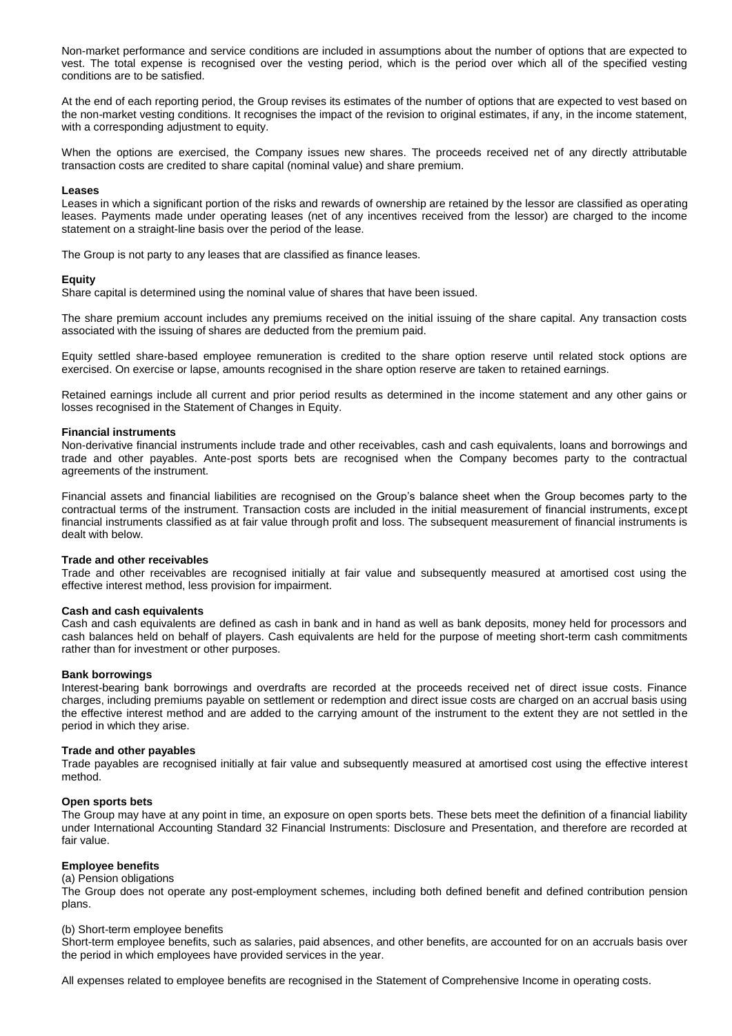Non-market performance and service conditions are included in assumptions about the number of options that are expected to vest. The total expense is recognised over the vesting period, which is the period over which all of the specified vesting conditions are to be satisfied.

At the end of each reporting period, the Group revises its estimates of the number of options that are expected to vest based on the non-market vesting conditions. It recognises the impact of the revision to original estimates, if any, in the income statement, with a corresponding adjustment to equity.

When the options are exercised, the Company issues new shares. The proceeds received net of any directly attributable transaction costs are credited to share capital (nominal value) and share premium.

**Leases**

Leases in which a significant portion of the risks and rewards of ownership are retained by the lessor are classified as operating leases. Payments made under operating leases (net of any incentives received from the lessor) are charged to the income statement on a straight-line basis over the period of the lease.

The Group is not party to any leases that are classified as finance leases.

**Equity**

Share capital is determined using the nominal value of shares that have been issued.

The share premium account includes any premiums received on the initial issuing of the share capital. Any transaction costs associated with the issuing of shares are deducted from the premium paid.

Equity settled share-based employee remuneration is credited to the share option reserve until related stock options are exercised. On exercise or lapse, amounts recognised in the share option reserve are taken to retained earnings.

Retained earnings include all current and prior period results as determined in the income statement and any other gains or losses recognised in the Statement of Changes in Equity.

**Financial instruments**

Non-derivative financial instruments include trade and other receivables, cash and cash equivalents, loans and borrowings and trade and other payables. Ante-post sports bets are recognised when the Company becomes party to the contractual agreements of the instrument.

Financial assets and financial liabilities are recognised on the Group's balance sheet when the Group becomes party to the contractual terms of the instrument. Transaction costs are included in the initial measurement of financial instruments, except financial instruments classified as at fair value through profit and loss. The subsequent measurement of financial instruments is dealt with below.

**Trade and other receivables**

Trade and other receivables are recognised initially at fair value and subsequently measured at amortised cost using the effective interest method, less provision for impairment.

**Cash and cash equivalents**

Cash and cash equivalents are defined as cash in bank and in hand as well as bank deposits, money held for processors and cash balances held on behalf of players. Cash equivalents are held for the purpose of meeting short-term cash commitments rather than for investment or other purposes.

**Bank borrowings**

Interest-bearing bank borrowings and overdrafts are recorded at the proceeds received net of direct issue costs. Finance charges, including premiums payable on settlement or redemption and direct issue costs are charged on an accrual basis using the effective interest method and are added to the carrying amount of the instrument to the extent they are not settled in the period in which they arise.

**Trade and other payables**

Trade payables are recognised initially at fair value and subsequently measured at amortised cost using the effective interest method.

**Open sports bets**

The Group may have at any point in time, an exposure on open sports bets. These bets meet the definition of a financial liability under International Accounting Standard 32 Financial Instruments: Disclosure and Presentation, and therefore are recorded at fair value.

**Employee benefits**

(a) Pension obligations

The Group does not operate any post-employment schemes, including both defined benefit and defined contribution pension plans.

(b) Short-term employee benefits

Short-term employee benefits, such as salaries, paid absences, and other benefits, are accounted for on an accruals basis over the period in which employees have provided services in the year.

All expenses related to employee benefits are recognised in the Statement of Comprehensive Income in operating costs.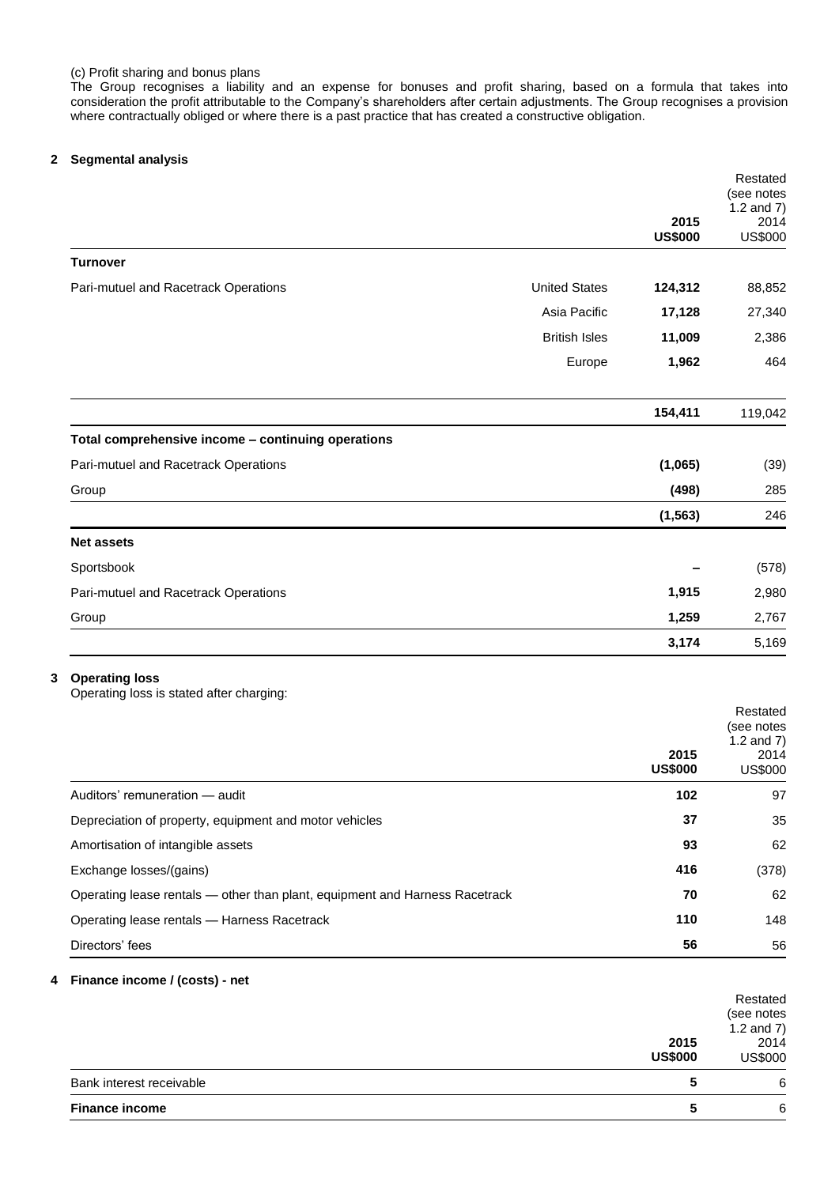(c) Profit sharing and bonus plans

The Group recognises a liability and an expense for bonuses and profit sharing, based on a formula that takes into consideration the profit attributable to the Company's shareholders after certain adjustments. The Group recognises a provision where contractually obliged or where there is a past practice that has created a constructive obligation.

## 2 Segmental analysis

| | | 2015 US$000 | Restated (see notes 1.2 and 7) 2014 US$000 |
|---|---|---|---|
| **Turnover** | | | |
| Pari-mutuel and Racetrack Operations | United States | **124,312** | 88,852 |
| | Asia Pacific | **17,128** | 27,340 |
| | British Isles | **11,009** | 2,386 |
| | Europe | **1,962** | 464 |
| | | **154,411** | 119,042 |
| **Total comprehensive income – continuing operations** | | | |
| Pari-mutuel and Racetrack Operations | | **(1,065)** | (39) |
| Group | | **(498)** | 285 |
| | | **(1,563)** | 246 |
| **Net assets** | | | |
| Sportsbook | | **–** | (578) |
| Pari-mutuel and Racetrack Operations | | **1,915** | 2,980 |
| Group | | **1,259** | 2,767 |
| | | **3,174** | 5,169 |

## 3 Operating loss

Operating loss is stated after charging:

| | 2015 US$000 | Restated (see notes 1.2 and 7) 2014 US$000 |
|---|---|---|
| Auditors' remuneration — audit | **102** | 97 |
| Depreciation of property, equipment and motor vehicles | **37** | 35 |
| Amortisation of intangible assets | **93** | 62 |
| Exchange losses/(gains) | **416** | (378) |
| Operating lease rentals — other than plant, equipment and Harness Racetrack | **70** | 62 |
| Operating lease rentals — Harness Racetrack | **110** | 148 |
| Directors' fees | **56** | 56 |

## 4 Finance income / (costs) - net

| | 2015 US$000 | Restated (see notes 1.2 and 7) 2014 US$000 |
|---|---|---|
| Bank interest receivable | **5** | 6 |
| **Finance income** | **5** | 6 |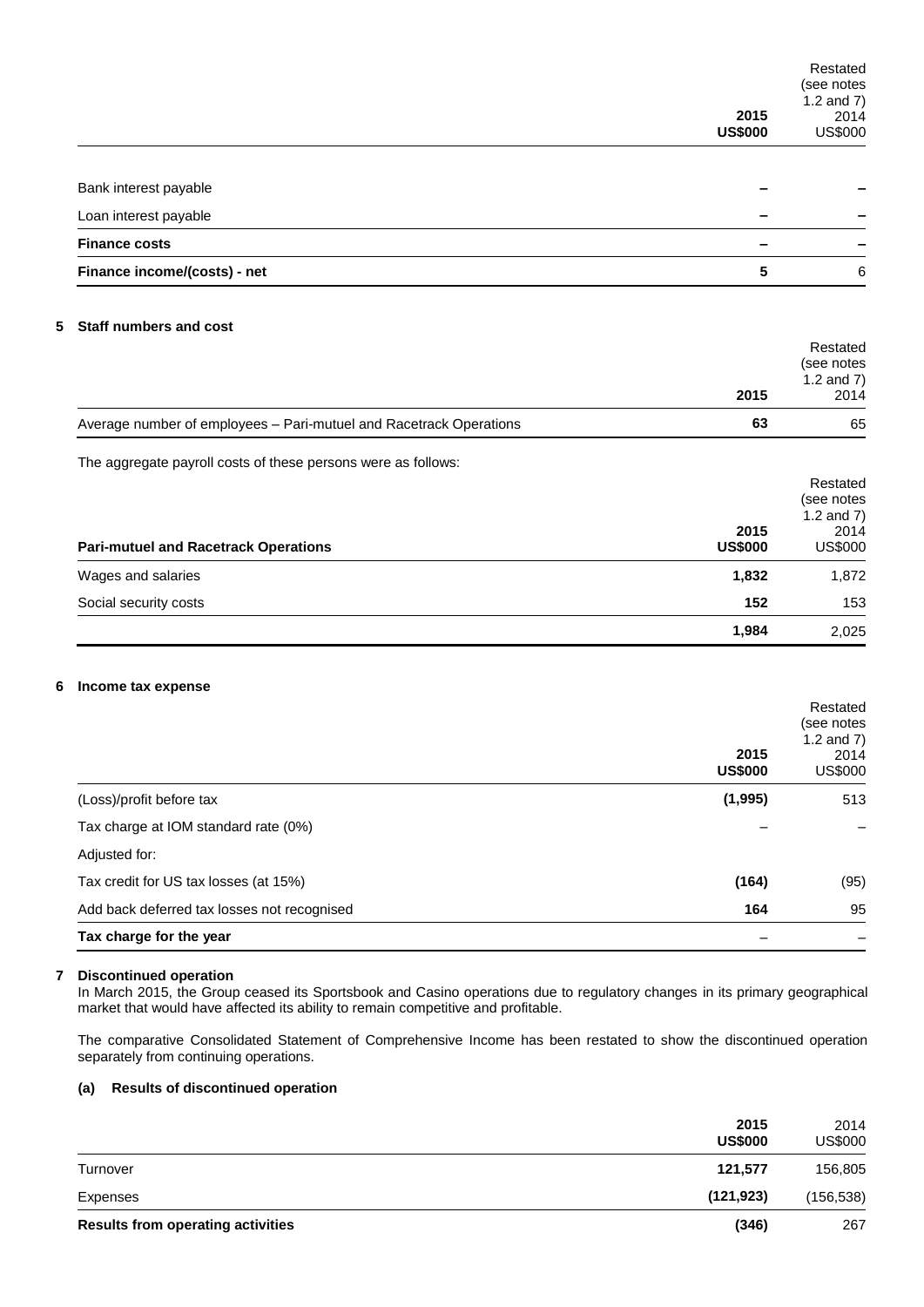| | 2015 US$000 | Restated (see notes 1.2 and 7) 2014 US$000 |
|---|---|---|
| Bank interest payable | – | – |
| Loan interest payable | – | – |
| **Finance costs** | – | – |
| **Finance income/(costs) - net** | **5** | 6 |

## 5 Staff numbers and cost

| | 2015 | Restated (see notes 1.2 and 7) 2014 |
|---|---|---|
| Average number of employees – Pari-mutuel and Racetrack Operations | **63** | 65 |

The aggregate payroll costs of these persons were as follows:

| **Pari-mutuel and Racetrack Operations** | 2015 US$000 | Restated (see notes 1.2 and 7) 2014 US$000 |
|---|---|---|
| Wages and salaries | **1,832** | 1,872 |
| Social security costs | **152** | 153 |
| | **1,984** | 2,025 |

## 6 Income tax expense

| | 2015 US$000 | Restated (see notes 1.2 and 7) 2014 US$000 |
|---|---|---|
| (Loss)/profit before tax | **(1,995)** | 513 |
| Tax charge at IOM standard rate (0%) | – | – |
| Adjusted for: | | |
| Tax credit for US tax losses (at 15%) | **(164)** | (95) |
| Add back deferred tax losses not recognised | **164** | 95 |
| **Tax charge for the year** | – | – |

## 7 Discontinued operation

In March 2015, the Group ceased its Sportsbook and Casino operations due to regulatory changes in its primary geographical market that would have affected its ability to remain competitive and profitable.

The comparative Consolidated Statement of Comprehensive Income has been restated to show the discontinued operation separately from continuing operations.

### (a) Results of discontinued operation

| | 2015 US$000 | 2014 US$000 |
|---|---|---|
| Turnover | **121,577** | 156,805 |
| Expenses | **(121,923)** | (156,538) |
| **Results from operating activities** | **(346)** | 267 |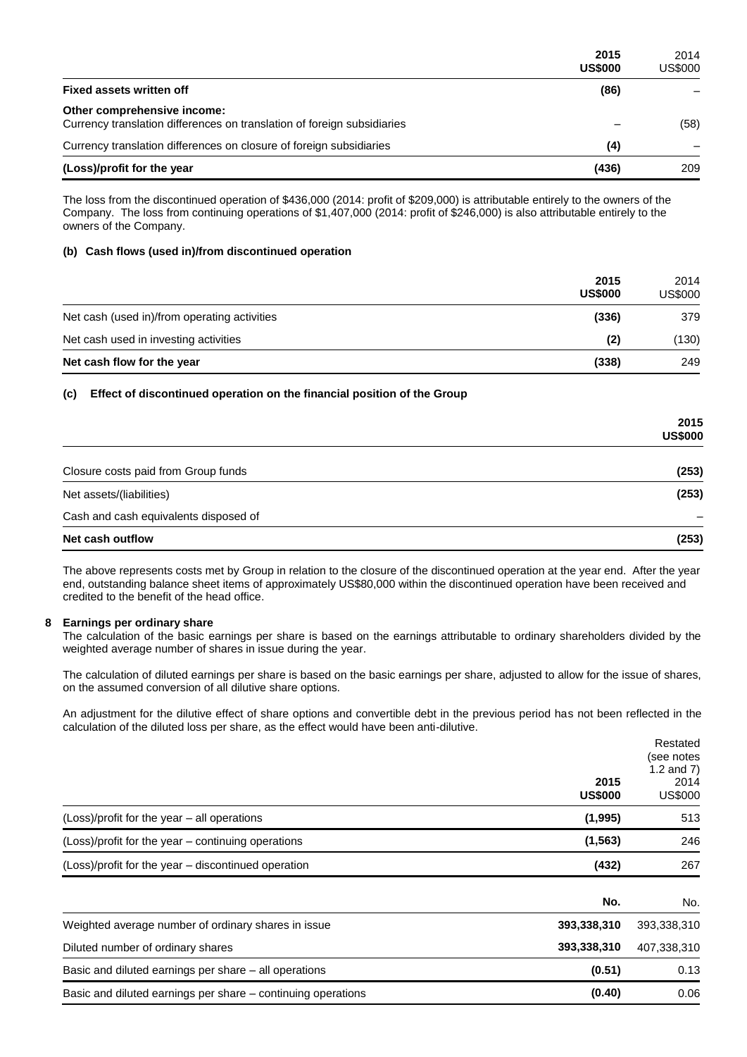| | 2015<br>US$000 | 2014<br>US$000 |
|---|---|---|
| **Fixed assets written off** | **(86)** | – |
| **Other comprehensive income:** | | |
| Currency translation differences on translation of foreign subsidiaries | – | (58) |
| Currency translation differences on closure of foreign subsidiaries | **(4)** | – |
| **(Loss)/profit for the year** | **(436)** | 209 |

The loss from the discontinued operation of $436,000 (2014: profit of $209,000) is attributable entirely to the owners of the Company. The loss from continuing operations of $1,407,000 (2014: profit of $246,000) is also attributable entirely to the owners of the Company.

**(b) Cash flows (used in)/from discontinued operation**

| | 2015<br>US$000 | 2014<br>US$000 |
|---|---|---|
| Net cash (used in)/from operating activities | **(336)** | 379 |
| Net cash used in investing activities | **(2)** | (130) |
| **Net cash flow for the year** | **(338)** | 249 |

**(c) Effect of discontinued operation on the financial position of the Group**

| | 2015<br>US$000 |
|---|---|
| Closure costs paid from Group funds | **(253)** |
| Net assets/(liabilities) | **(253)** |
| Cash and cash equivalents disposed of | – |
| **Net cash outflow** | **(253)** |

The above represents costs met by Group in relation to the closure of the discontinued operation at the year end. After the year end, outstanding balance sheet items of approximately US$80,000 within the discontinued operation have been received and credited to the benefit of the head office.

**8 Earnings per ordinary share**

The calculation of the basic earnings per share is based on the earnings attributable to ordinary shareholders divided by the weighted average number of shares in issue during the year.

The calculation of diluted earnings per share is based on the basic earnings per share, adjusted to allow for the issue of shares, on the assumed conversion of all dilutive share options.

An adjustment for the dilutive effect of share options and convertible debt in the previous period has not been reflected in the calculation of the diluted loss per share, as the effect would have been anti-dilutive.

| | 2015<br>US$000 | Restated (see notes 1.2 and 7)<br>2014<br>US$000 |
|---|---|---|
| (Loss)/profit for the year – all operations | **(1,995)** | 513 |
| (Loss)/profit for the year – continuing operations | **(1,563)** | 246 |
| (Loss)/profit for the year – discontinued operation | **(432)** | 267 |

| | No. | No. |
|---|---|---|
| Weighted average number of ordinary shares in issue | **393,338,310** | 393,338,310 |
| Diluted number of ordinary shares | **393,338,310** | 407,338,310 |
| Basic and diluted earnings per share – all operations | **(0.51)** | 0.13 |
| Basic and diluted earnings per share – continuing operations | **(0.40)** | 0.06 |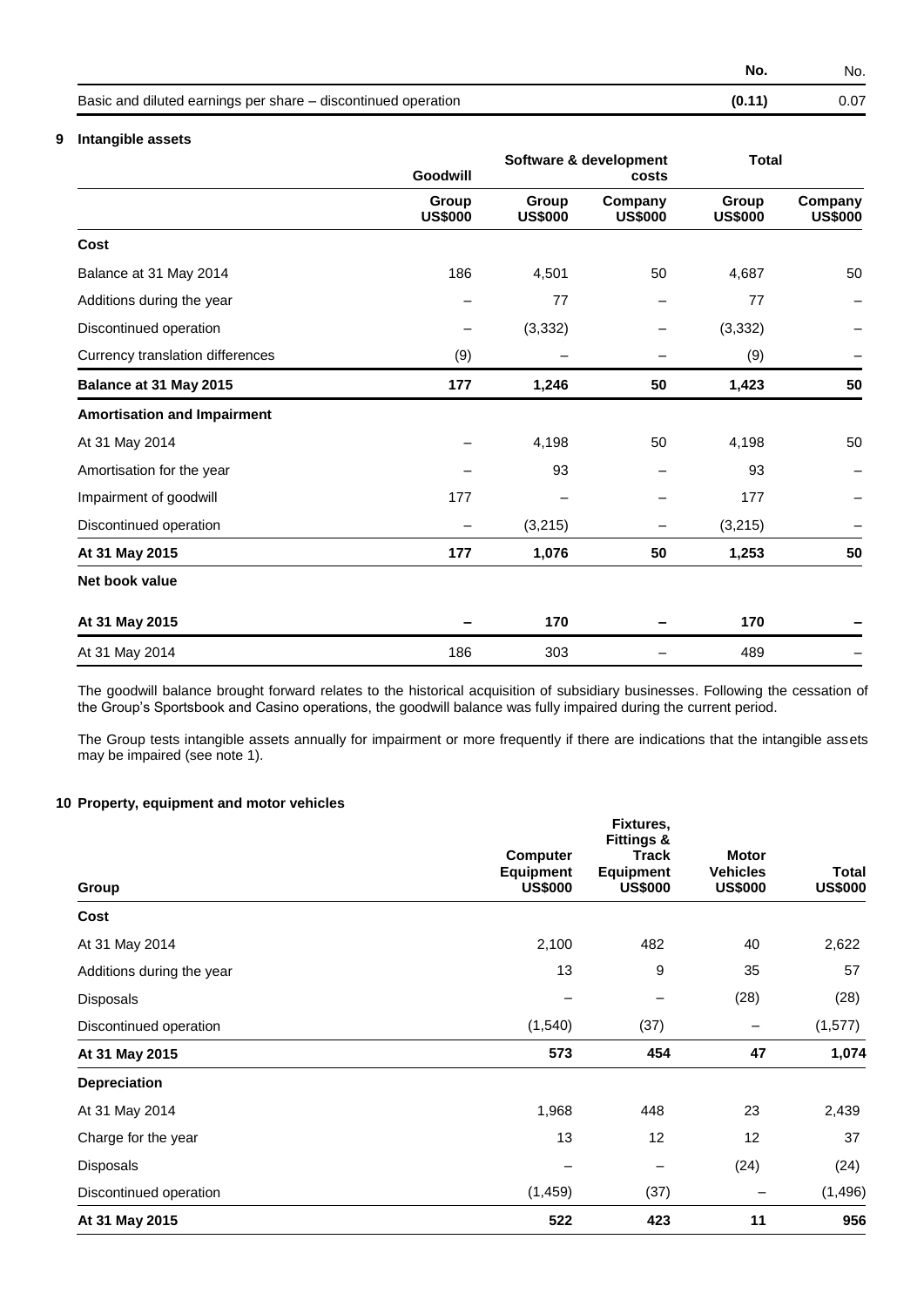| | No. | No. |
|---|---|---|
| Basic and diluted earnings per share – discontinued operation | **(0.11)** | 0.07 |

## 9 Intangible assets

| | Goodwill | Software & development costs | | Total | |
|---|---|---|---|---|---|
| | Group US$000 | Group US$000 | Company US$000 | Group US$000 | Company US$000 |
| **Cost** | | | | | |
| Balance at 31 May 2014 | 186 | 4,501 | 50 | 4,687 | 50 |
| Additions during the year | – | 77 | – | 77 | – |
| Discontinued operation | – | (3,332) | – | (3,332) | – |
| Currency translation differences | (9) | – | – | (9) | – |
| **Balance at 31 May 2015** | **177** | **1,246** | **50** | **1,423** | **50** |
| **Amortisation and Impairment** | | | | | |
| At 31 May 2014 | – | 4,198 | 50 | 4,198 | 50 |
| Amortisation for the year | – | 93 | – | 93 | – |
| Impairment of goodwill | 177 | – | – | 177 | – |
| Discontinued operation | – | (3,215) | – | (3,215) | – |
| **At 31 May 2015** | **177** | **1,076** | **50** | **1,253** | **50** |
| **Net book value** | | | | | |
| **At 31 May 2015** | **–** | **170** | **–** | **170** | **–** |
| At 31 May 2014 | 186 | 303 | – | 489 | – |

The goodwill balance brought forward relates to the historical acquisition of subsidiary businesses. Following the cessation of the Group's Sportsbook and Casino operations, the goodwill balance was fully impaired during the current period.

The Group tests intangible assets annually for impairment or more frequently if there are indications that the intangible assets may be impaired (see note 1).

## 10 Property, equipment and motor vehicles

| Group | Computer Equipment US$000 | Fixtures, Fittings & Track Equipment US$000 | Motor Vehicles US$000 | Total US$000 |
|---|---|---|---|---|
| **Cost** | | | | |
| At 31 May 2014 | 2,100 | 482 | 40 | 2,622 |
| Additions during the year | 13 | 9 | 35 | 57 |
| Disposals | – | – | (28) | (28) |
| Discontinued operation | (1,540) | (37) | – | (1,577) |
| **At 31 May 2015** | **573** | **454** | **47** | **1,074** |
| **Depreciation** | | | | |
| At 31 May 2014 | 1,968 | 448 | 23 | 2,439 |
| Charge for the year | 13 | 12 | 12 | 37 |
| Disposals | – | – | (24) | (24) |
| Discontinued operation | (1,459) | (37) | – | (1,496) |
| **At 31 May 2015** | **522** | **423** | **11** | **956** |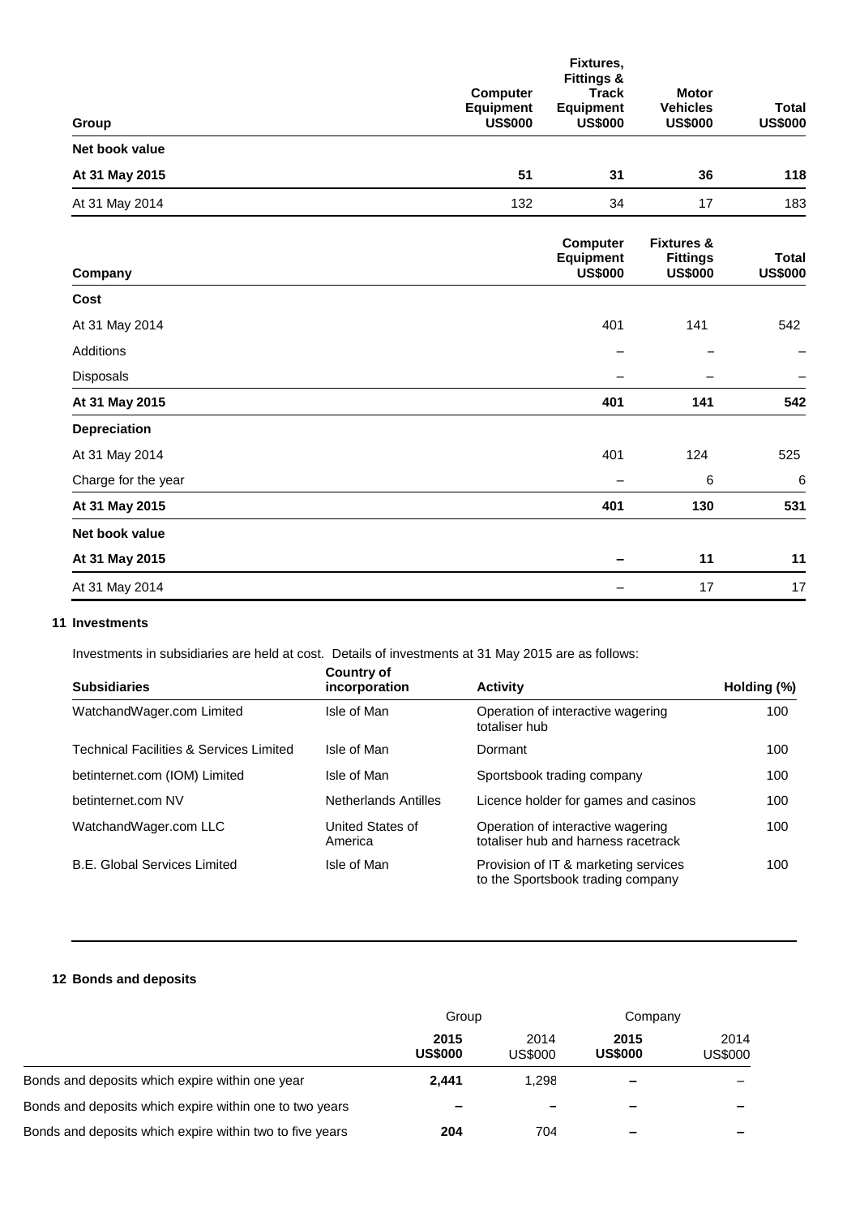| Group | Computer Equipment US$000 | Fixtures, Fittings & Track Equipment US$000 | Motor Vehicles US$000 | Total US$000 |
|---|---|---|---|---|
| **Net book value** | | | | |
| **At 31 May 2015** | **51** | **31** | **36** | **118** |
| At 31 May 2014 | 132 | 34 | 17 | 183 |

| Company | Computer Equipment US$000 | Fixtures & Fittings US$000 | Total US$000 |
|---|---|---|---|
| **Cost** | | | |
| At 31 May 2014 | 401 | 141 | 542 |
| Additions | – | – | – |
| Disposals | – | – | – |
| **At 31 May 2015** | **401** | **141** | **542** |
| **Depreciation** | | | |
| At 31 May 2014 | 401 | 124 | 525 |
| Charge for the year | – | 6 | 6 |
| **At 31 May 2015** | **401** | **130** | **531** |
| **Net book value** | | | |
| **At 31 May 2015** | **–** | **11** | **11** |
| At 31 May 2014 | – | 17 | 17 |

## 11 Investments

Investments in subsidiaries are held at cost. Details of investments at 31 May 2015 are as follows:

| Subsidiaries | Country of incorporation | Activity | Holding (%) |
|---|---|---|---|
| WatchandWager.com Limited | Isle of Man | Operation of interactive wagering totaliser hub | 100 |
| Technical Facilities & Services Limited | Isle of Man | Dormant | 100 |
| betinternet.com (IOM) Limited | Isle of Man | Sportsbook trading company | 100 |
| betinternet.com NV | Netherlands Antilles | Licence holder for games and casinos | 100 |
| WatchandWager.com LLC | United States of America | Operation of interactive wagering totaliser hub and harness racetrack | 100 |
| B.E. Global Services Limited | Isle of Man | Provision of IT & marketing services to the Sportsbook trading company | 100 |

## 12 Bonds and deposits

| | Group | | Company | |
|---|---|---|---|---|
| | **2015 US$000** | 2014 US$000 | **2015 US$000** | 2014 US$000 |
| Bonds and deposits which expire within one year | **2,441** | 1,298 | **–** | – |
| Bonds and deposits which expire within one to two years | **–** | – | **–** | – |
| Bonds and deposits which expire within two to five years | **204** | 704 | **–** | – |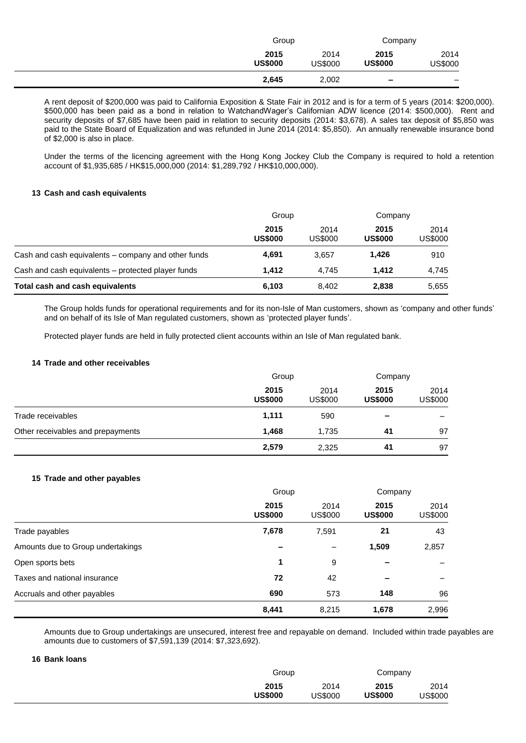| | Group | | Company | |
|---|---|---|---|---|
| | **2015 US$000** | 2014 US$000 | **2015 US$000** | 2014 US$000 |
| | **2,645** | 2,002 | **–** | – |

A rent deposit of $200,000 was paid to California Exposition & State Fair in 2012 and is for a term of 5 years (2014: $200,000). $500,000 has been paid as a bond in relation to WatchandWager's Californian ADW licence (2014: $500,000). Rent and security deposits of $7,685 have been paid in relation to security deposits (2014: $3,678). A sales tax deposit of $5,850 was paid to the State Board of Equalization and was refunded in June 2014 (2014: $5,850). An annually renewable insurance bond of $2,000 is also in place.

Under the terms of the licencing agreement with the Hong Kong Jockey Club the Company is required to hold a retention account of $1,935,685 / HK$15,000,000 (2014: $1,289,792 / HK$10,000,000).

#### 13 Cash and cash equivalents

| | Group | | Company | |
|---|---|---|---|---|
| | **2015 US$000** | 2014 US$000 | **2015 US$000** | 2014 US$000 |
| Cash and cash equivalents – company and other funds | **4,691** | 3,657 | **1,426** | 910 |
| Cash and cash equivalents – protected player funds | **1,412** | 4,745 | **1,412** | 4,745 |
| **Total cash and cash equivalents** | **6,103** | 8,402 | **2,838** | 5,655 |

The Group holds funds for operational requirements and for its non-Isle of Man customers, shown as 'company and other funds' and on behalf of its Isle of Man regulated customers, shown as 'protected player funds'.

Protected player funds are held in fully protected client accounts within an Isle of Man regulated bank.

#### 14 Trade and other receivables

| | Group | | Company | |
|---|---|---|---|---|
| | **2015 US$000** | 2014 US$000 | **2015 US$000** | 2014 US$000 |
| Trade receivables | **1,111** | 590 | **–** | – |
| Other receivables and prepayments | **1,468** | 1,735 | **41** | 97 |
| | **2,579** | 2,325 | **41** | 97 |

#### 15 Trade and other payables

| | Group | | Company | |
|---|---|---|---|---|
| | **2015 US$000** | 2014 US$000 | **2015 US$000** | 2014 US$000 |
| Trade payables | **7,678** | 7,591 | **21** | 43 |
| Amounts due to Group undertakings | **–** | – | **1,509** | 2,857 |
| Open sports bets | **1** | 9 | **–** | – |
| Taxes and national insurance | **72** | 42 | **–** | – |
| Accruals and other payables | **690** | 573 | **148** | 96 |
| | **8,441** | 8,215 | **1,678** | 2,996 |

Amounts due to Group undertakings are unsecured, interest free and repayable on demand. Included within trade payables are amounts due to customers of $7,591,139 (2014: $7,323,692).

#### 16 Bank loans

| | Group | | Company | |
|---|---|---|---|---|
| | **2015 US$000** | 2014 US$000 | **2015 US$000** | 2014 US$000 |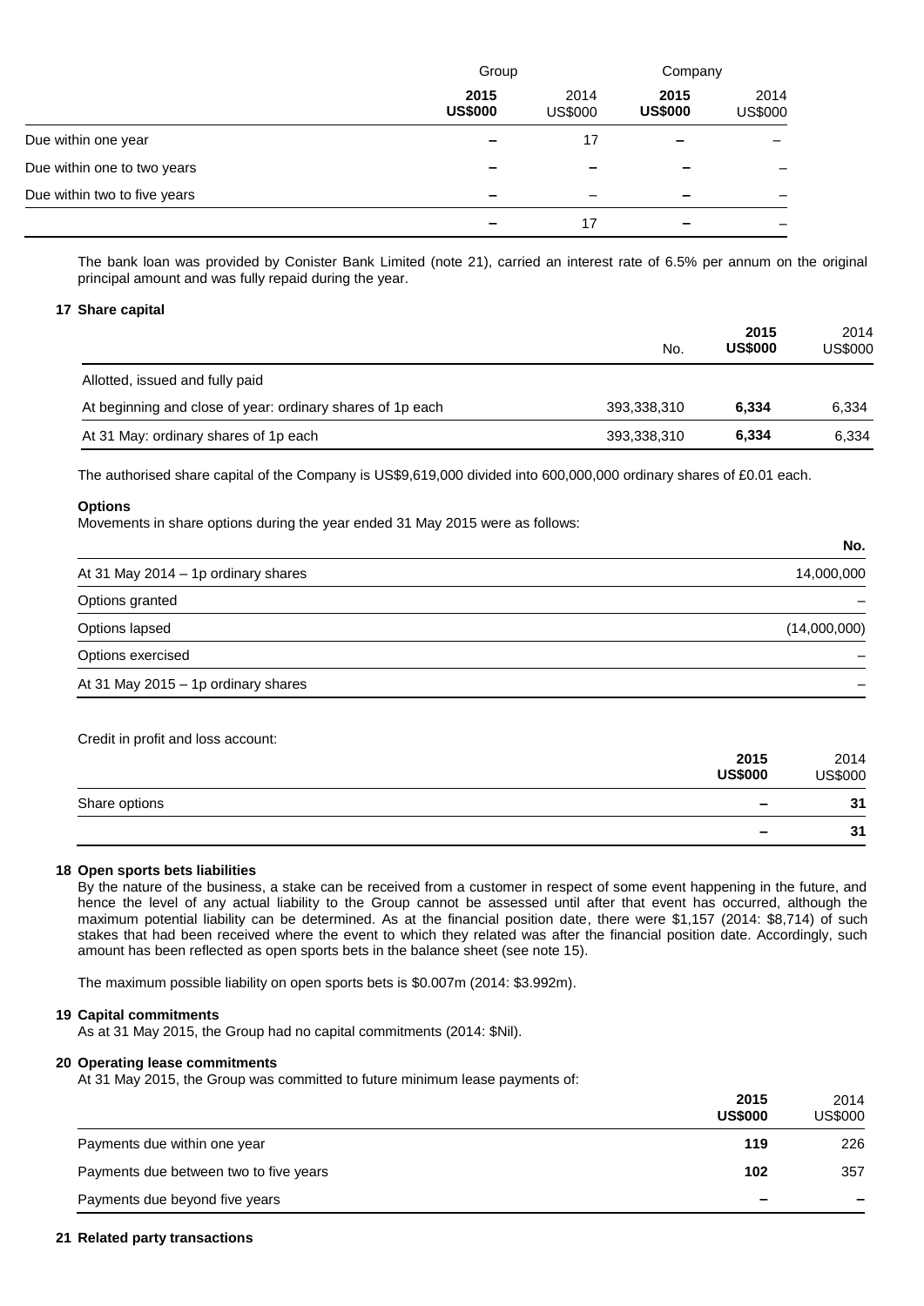| | Group | | Company | |
|---|---|---|---|---|
| | **2015 US$000** | 2014 US$000 | **2015 US$000** | 2014 US$000 |
| Due within one year | **–** | 17 | **–** | – |
| Due within one to two years | **–** | **–** | **–** | – |
| Due within two to five years | **–** | – | **–** | – |
| | **–** | 17 | **–** | – |

The bank loan was provided by Conister Bank Limited (note 21), carried an interest rate of 6.5% per annum on the original principal amount and was fully repaid during the year.

## 17 Share capital

| | No. | **2015 US$000** | 2014 US$000 |
|---|---|---|---|
| Allotted, issued and fully paid | | | |
| At beginning and close of year: ordinary shares of 1p each | 393,338,310 | **6,334** | 6,334 |
| At 31 May: ordinary shares of 1p each | 393,338,310 | **6,334** | 6,334 |

The authorised share capital of the Company is US$9,619,000 divided into 600,000,000 ordinary shares of £0.01 each.

**Options**

Movements in share options during the year ended 31 May 2015 were as follows:

| | **No.** |
|---|---|
| At 31 May 2014 – 1p ordinary shares | 14,000,000 |
| Options granted | – |
| Options lapsed | (14,000,000) |
| Options exercised | – |
| At 31 May 2015 – 1p ordinary shares | – |

Credit in profit and loss account:

| | **2015 US$000** | 2014 US$000 |
|---|---|---|
| Share options | **–** | **31** |
| | **–** | **31** |

## 18 Open sports bets liabilities

By the nature of the business, a stake can be received from a customer in respect of some event happening in the future, and hence the level of any actual liability to the Group cannot be assessed until after that event has occurred, although the maximum potential liability can be determined. As at the financial position date, there were $1,157 (2014: $8,714) of such stakes that had been received where the event to which they related was after the financial position date. Accordingly, such amount has been reflected as open sports bets in the balance sheet (see note 15).

The maximum possible liability on open sports bets is $0.007m (2014: $3.992m).

## 19 Capital commitments

As at 31 May 2015, the Group had no capital commitments (2014: $Nil).

## 20 Operating lease commitments

At 31 May 2015, the Group was committed to future minimum lease payments of:

| | **2015 US$000** | 2014 US$000 |
|---|---|---|
| Payments due within one year | **119** | 226 |
| Payments due between two to five years | **102** | 357 |
| Payments due beyond five years | **–** | **–** |

## 21 Related party transactions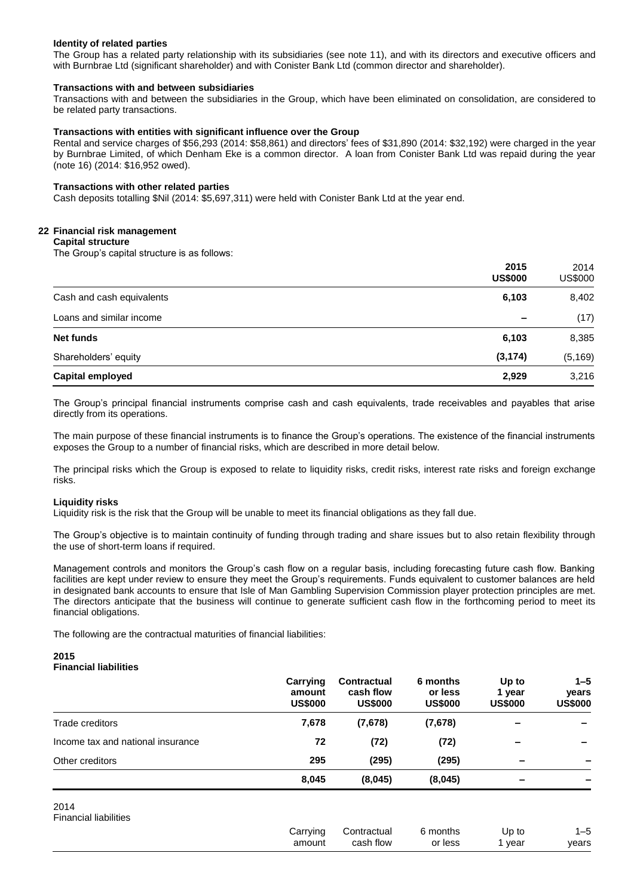**Identity of related parties**

The Group has a related party relationship with its subsidiaries (see note 11), and with its directors and executive officers and with Burnbrae Ltd (significant shareholder) and with Conister Bank Ltd (common director and shareholder).

**Transactions with and between subsidiaries**

Transactions with and between the subsidiaries in the Group, which have been eliminated on consolidation, are considered to be related party transactions.

**Transactions with entities with significant influence over the Group**

Rental and service charges of $56,293 (2014: $58,861) and directors' fees of $31,890 (2014: $32,192) were charged in the year by Burnbrae Limited, of which Denham Eke is a common director. A loan from Conister Bank Ltd was repaid during the year (note 16) (2014: $16,952 owed).

**Transactions with other related parties**

Cash deposits totalling $Nil (2014: $5,697,311) were held with Conister Bank Ltd at the year end.

## 22 Financial risk management

**Capital structure**

The Group's capital structure is as follows:

| | **2015 US$000** | 2014 US$000 |
|---|---|---|
| Cash and cash equivalents | **6,103** | 8,402 |
| Loans and similar income | **–** | (17) |
| **Net funds** | **6,103** | 8,385 |
| Shareholders' equity | **(3,174)** | (5,169) |
| **Capital employed** | **2,929** | 3,216 |

The Group's principal financial instruments comprise cash and cash equivalents, trade receivables and payables that arise directly from its operations.

The main purpose of these financial instruments is to finance the Group's operations. The existence of the financial instruments exposes the Group to a number of financial risks, which are described in more detail below.

The principal risks which the Group is exposed to relate to liquidity risks, credit risks, interest rate risks and foreign exchange risks.

**Liquidity risks**

Liquidity risk is the risk that the Group will be unable to meet its financial obligations as they fall due.

The Group's objective is to maintain continuity of funding through trading and share issues but to also retain flexibility through the use of short-term loans if required.

Management controls and monitors the Group's cash flow on a regular basis, including forecasting future cash flow. Banking facilities are kept under review to ensure they meet the Group's requirements. Funds equivalent to customer balances are held in designated bank accounts to ensure that Isle of Man Gambling Supervision Commission player protection principles are met. The directors anticipate that the business will continue to generate sufficient cash flow in the forthcoming period to meet its financial obligations.

The following are the contractual maturities of financial liabilities:

**2015**
**Financial liabilities**

| | **Carrying amount US$000** | **Contractual cash flow US$000** | **6 months or less US$000** | **Up to 1 year US$000** | **1–5 years US$000** |
|---|---|---|---|---|---|
| Trade creditors | **7,678** | **(7,678)** | **(7,678)** | **–** | **–** |
| Income tax and national insurance | **72** | **(72)** | **(72)** | **–** | **–** |
| Other creditors | **295** | **(295)** | **(295)** | **–** | **–** |
| | **8,045** | **(8,045)** | **(8,045)** | **–** | **–** |

2014
Financial liabilities

| | Carrying amount | Contractual cash flow | 6 months or less | Up to 1 year | 1–5 years |
|---|---|---|---|---|---|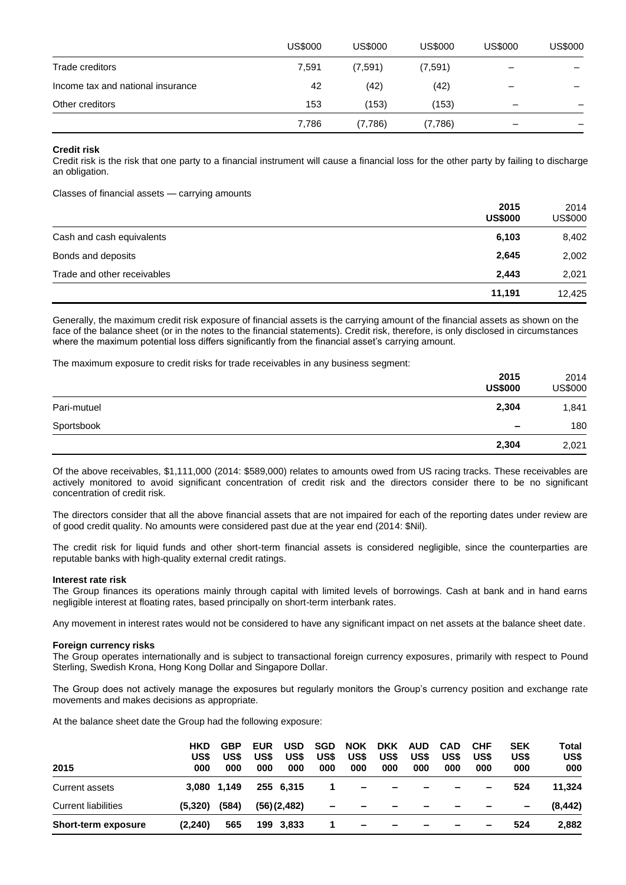| | US$000 | US$000 | US$000 | US$000 | US$000 |
|---|---|---|---|---|---|
| Trade creditors | 7,591 | (7,591) | (7,591) | – | – |
| Income tax and national insurance | 42 | (42) | (42) | – | – |
| Other creditors | 153 | (153) | (153) | – | – |
| | 7,786 | (7,786) | (7,786) | – | – |

**Credit risk**

Credit risk is the risk that one party to a financial instrument will cause a financial loss for the other party by failing to discharge an obligation.

Classes of financial assets — carrying amounts

| | **2015 US$000** | 2014 US$000 |
|---|---|---|
| Cash and cash equivalents | **6,103** | 8,402 |
| Bonds and deposits | **2,645** | 2,002 |
| Trade and other receivables | **2,443** | 2,021 |
| | **11,191** | 12,425 |

Generally, the maximum credit risk exposure of financial assets is the carrying amount of the financial assets as shown on the face of the balance sheet (or in the notes to the financial statements). Credit risk, therefore, is only disclosed in circumstances where the maximum potential loss differs significantly from the financial asset's carrying amount.

The maximum exposure to credit risks for trade receivables in any business segment:

| | **2015 US$000** | 2014 US$000 |
|---|---|---|
| Pari-mutuel | **2,304** | 1,841 |
| Sportsbook | **–** | 180 |
| | **2,304** | 2,021 |

Of the above receivables, $1,111,000 (2014: $589,000) relates to amounts owed from US racing tracks. These receivables are actively monitored to avoid significant concentration of credit risk and the directors consider there to be no significant concentration of credit risk.

The directors consider that all the above financial assets that are not impaired for each of the reporting dates under review are of good credit quality. No amounts were considered past due at the year end (2014: $Nil).

The credit risk for liquid funds and other short-term financial assets is considered negligible, since the counterparties are reputable banks with high-quality external credit ratings.

**Interest rate risk**

The Group finances its operations mainly through capital with limited levels of borrowings. Cash at bank and in hand earns negligible interest at floating rates, based principally on short-term interbank rates.

Any movement in interest rates would not be considered to have any significant impact on net assets at the balance sheet date.

**Foreign currency risks**

The Group operates internationally and is subject to transactional foreign currency exposures, primarily with respect to Pound Sterling, Swedish Krona, Hong Kong Dollar and Singapore Dollar.

The Group does not actively manage the exposures but regularly monitors the Group's currency position and exchange rate movements and makes decisions as appropriate.

At the balance sheet date the Group had the following exposure:

| 2015 | HKD US$ 000 | GBP US$ 000 | EUR US$ 000 | USD US$ 000 | SGD US$ 000 | NOK US$ 000 | DKK US$ 000 | AUD US$ 000 | CAD US$ 000 | CHF US$ 000 | SEK US$ 000 | Total US$ 000 |
|---|---|---|---|---|---|---|---|---|---|---|---|---|
| Current assets | **3,080** | **1,149** | **255** | **6,315** | **1** | **–** | **–** | **–** | **–** | **–** | **524** | **11,324** |
| Current liabilities | **(5,320)** | **(584)** | **(56)** | **(2,482)** | **–** | **–** | **–** | **–** | **–** | **–** | **–** | **(8,442)** |
| **Short-term exposure** | **(2,240)** | **565** | **199** | **3,833** | **1** | **–** | **–** | **–** | **–** | **–** | **524** | **2,882** |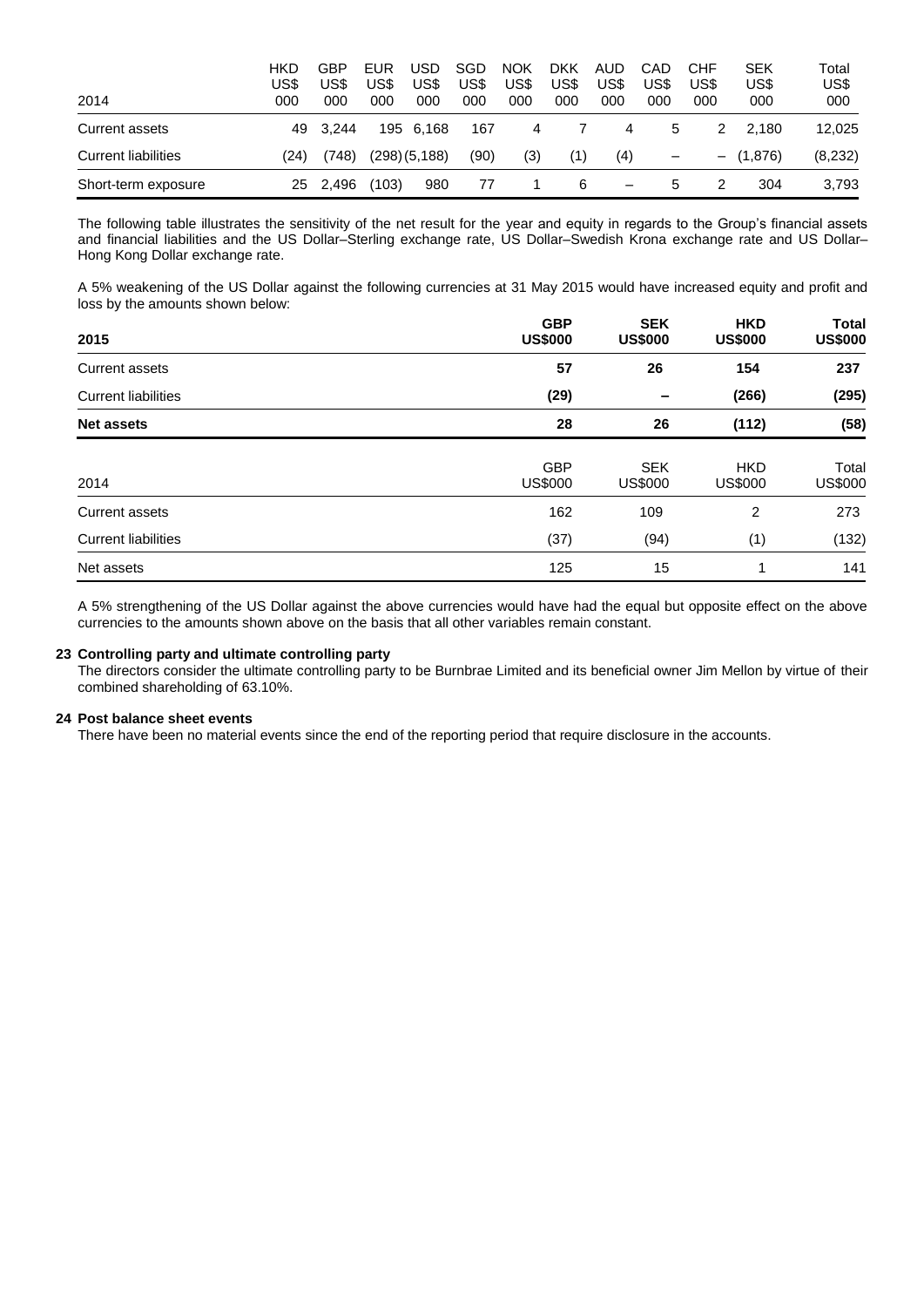| 2014 | HKD US$ 000 | GBP US$ 000 | EUR US$ 000 | USD US$ 000 | SGD US$ 000 | NOK US$ 000 | DKK US$ 000 | AUD US$ 000 | CAD US$ 000 | CHF US$ 000 | SEK US$ 000 | Total US$ 000 |
|---|---|---|---|---|---|---|---|---|---|---|---|---|
| Current assets | 49 | 3,244 | 195 | 6,168 | 167 | 4 | 7 | 4 | 5 | 2 | 2,180 | 12,025 |
| Current liabilities | (24) | (748) | (298) | (5,188) | (90) | (3) | (1) | (4) | – | – | (1,876) | (8,232) |
| Short-term exposure | 25 | 2,496 | (103) | 980 | 77 | 1 | 6 | – | 5 | 2 | 304 | 3,793 |

The following table illustrates the sensitivity of the net result for the year and equity in regards to the Group's financial assets and financial liabilities and the US Dollar–Sterling exchange rate, US Dollar–Swedish Krona exchange rate and US Dollar–Hong Kong Dollar exchange rate.

A 5% weakening of the US Dollar against the following currencies at 31 May 2015 would have increased equity and profit and loss by the amounts shown below:

| **2015** | **GBP US$000** | **SEK US$000** | **HKD US$000** | **Total US$000** |
|---|---|---|---|---|
| Current assets | **57** | **26** | **154** | **237** |
| Current liabilities | **(29)** | **–** | **(266)** | **(295)** |
| **Net assets** | **28** | **26** | **(112)** | **(58)** |

| 2014 | GBP US$000 | SEK US$000 | HKD US$000 | Total US$000 |
|---|---|---|---|---|
| Current assets | 162 | 109 | 2 | 273 |
| Current liabilities | (37) | (94) | (1) | (132) |
| Net assets | 125 | 15 | 1 | 141 |

A 5% strengthening of the US Dollar against the above currencies would have had the equal but opposite effect on the above currencies to the amounts shown above on the basis that all other variables remain constant.

### 23 Controlling party and ultimate controlling party

The directors consider the ultimate controlling party to be Burnbrae Limited and its beneficial owner Jim Mellon by virtue of their combined shareholding of 63.10%.

### 24 Post balance sheet events

There have been no material events since the end of the reporting period that require disclosure in the accounts.